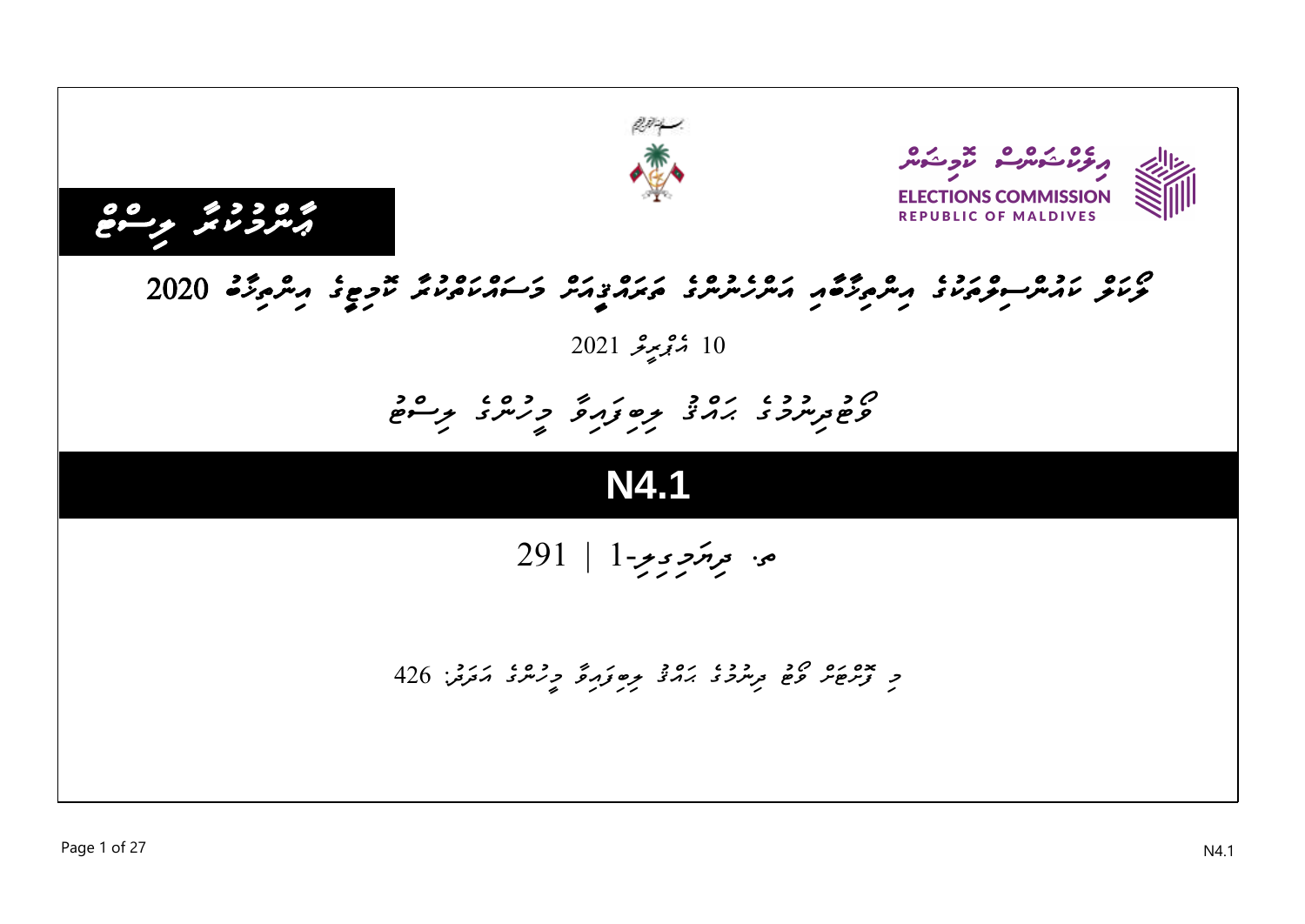އިލެކްޝަންސް ކޮމިޝަން

ELECTIONS COMMISSION
REPUBLIC OF MALDIVES

އަންނުވުނު ލިސްޓު

# ލޯކަލް ކައުންސިލްތަކުގެ އިންތިޚާބާއި އަންހެނުންގެ ތަރައްޤީއަށް މަސައްކަތްކުރާ ކޮމިޓީގެ އިންތިޚާބު 2020

10 އޭޕްރިލް 2021

## ވޯޓުދިނުމުގެ ކުރިން ލިބިފައިވާ މީހުންގެ ލިސްޓު

# N4.1

ރ. ދުވާފަރު-1 | 291

މި ފޯމްބަން ވޯޓު ދިނުމުގެ ކުރިން ލިބިފައިވާ މީހުންގެ އަދަދު: 426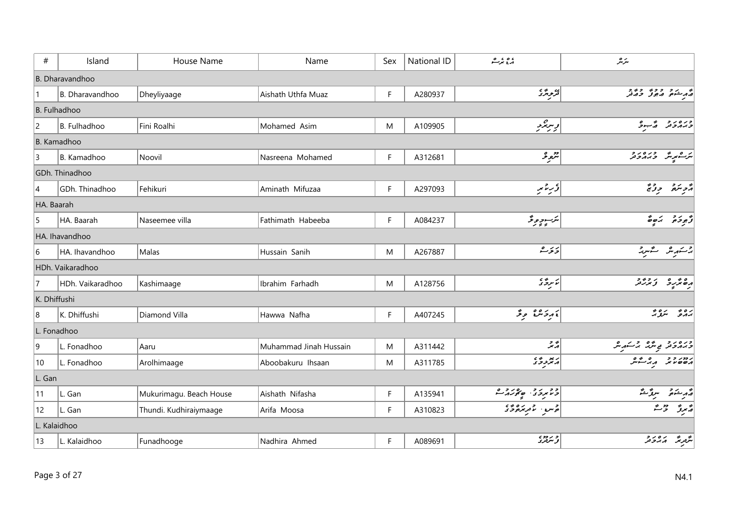| # | Island | House Name | Name | Sex | National ID | ދެއްރެސް | ނަންބަރު |
|---|---|---|---|---|---|---|---|
| B. Dharavandhoo | | | | | | | |
| 1 | B. Dharavandhoo | Dheyliyaage | Aishath Uthfa Muaz | F | A280937 | ދޭލިޔާގެ | އައިޝަތު އުތުފާ މުޢާޛު |
| B. Fulhadhoo | | | | | | | |
| 2 | B. Fulhadhoo | Fini Roalhi | Mohamed Asim | M | A109905 | ފިނިރޯޅި | މުޙައްމަދު އާސިމް |
| B. Kamadhoo | | | | | | | |
| 3 | B. Kamadhoo | Noovil | Nasreena Mohamed | F | A312681 | ނޫވިލް | ނަސްރީނާ މުޙައްމަދު |
| GDh. Thinadhoo | | | | | | | |
| 4 | GDh. Thinadhoo | Fehikuri | Aminath Mifuzaa | F | A297093 | ފެހިކުރި | އާމިނަތު މިފުޒާ |
| HA. Baarah | | | | | | | |
| 5 | HA. Baarah | Naseemee villa | Fathimath Habeeba | F | A084237 | ނަސީމީވިލާ | ފާތިމަތު ހަބީބާ |
| HA. Ihavandhoo | | | | | | | |
| 6 | HA. Ihavandhoo | Malas | Hussain Sanih | M | A267887 | މަލަސް | ހުސައިން ސާނިހު |
| HDh. Vaikaradhoo | | | | | | | |
| 7 | HDh. Vaikaradhoo | Kashimaage | Ibrahim Farhadh | M | A128756 | ކަޝިމާގެ | އިބްރާހީމް ފަރުހާދު |
| K. Dhiffushi | | | | | | | |
| 8 | K. Dhiffushi | Diamond Villa | Hawwa Nafha | F | A407245 | ޑައިމަންޑް ވިލާ | ހައްވާ ނަފްހާ |
| L. Fonadhoo | | | | | | | |
| 9 | L. Fonadhoo | Aaru | Muhammad Jinah Hussain | M | A311442 | އާރު | މުޙައްމަދު ޖިނާހް ހުސައިން |
| 10 | L. Fonadhoo | Arolhimaage | Aboobakuru Ihsaan | M | A311785 | އަރޮޅިމާގެ | އަބޫބަކުރު އިޙްސާން |
| L. Gan | | | | | | | |
| 11 | L. Gan | Mukurimagu. Beach House | Aishath Nifasha | F | A135941 | މުކުރިމަގު. ބީޗްހައުސް | އައިޝަތު ނިފާޝާ |
| 12 | L. Gan | Thundi. Kudhiraiymaage | Arifa Moosa | F | A310823 | ތުނޑި. ކުދިރައްޔިމާގެ | އާރިފާ މޫސާ |
| L. Kalaidhoo | | | | | | | |
| 13 | L. Kalaidhoo | Funadhooge | Nadhira Ahmed | F | A089691 | ފުނަދޫގެ | ނާދިރާ އަޙްމަދު |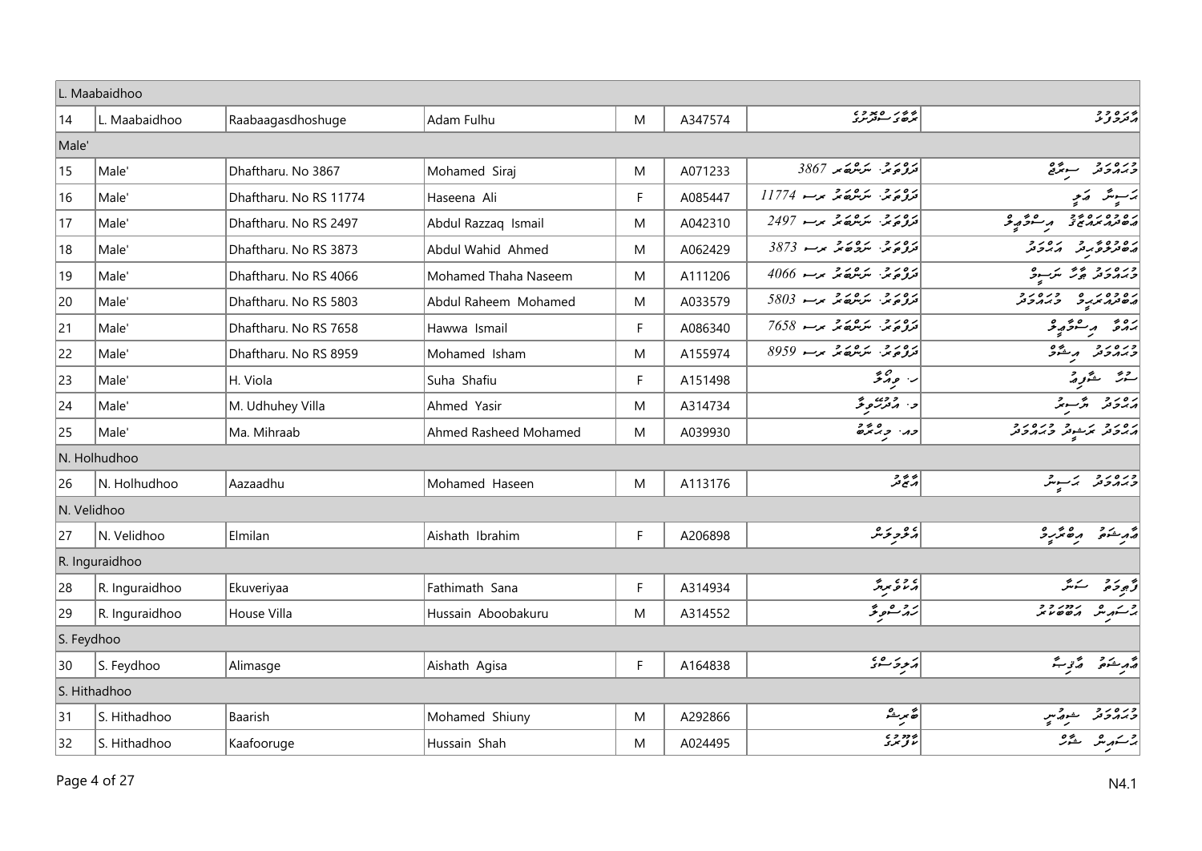| | | | | | | | |
|---|---|---|---|---|---|---|---|
| **L. Maabaidhoo** | | | | | | | |
| 14 | L. Maabaidhoo | Raabaagasdhoshuge | Adam Fulhu | M | A347574 | ރާބާގަސްދޮށުގެ | އާދަމްފުޅު |
| **Male'** | | | | | | | |
| 15 | Male' | Dhaftharu. No 3867 | Mohamed Siraj | M | A071233 | ދަފްތަރު. ނަންބަރު 3867 | މުހައްމަދު ސިރާޖް |
| 16 | Male' | Dhaftharu. No RS 11774 | Haseena Ali | F | A085447 | ދަފްތަރު. ނަންބަރުރސ 11774 | ހަސީނާ އަލި |
| 17 | Male' | Dhaftharu. No RS 2497 | Abdul Razzaq Ismail | M | A042310 | ދަފްތަރު. ނަންބަރުރސ 2497 | އަބްދުއްރައްޒާގު އިސްމާއިލް |
| 18 | Male' | Dhaftharu. No RS 3873 | Abdul Wahid Ahmed | M | A062429 | ދަފްތަރު. ނަންބަރު ރސ 3873 | އަބްދުލްވާހިދު އަހްމަދު |
| 19 | Male' | Dhaftharu. No RS 4066 | Mohamed Thaha Naseem | M | A111206 | ދަފްތަރު. ނަންބަރު ރސ 4066 | މުހައްމަދު ޠާހާ ނަސީމް |
| 20 | Male' | Dhaftharu. No RS 5803 | Abdul Raheem Mohamed | M | A033579 | ދަފްތަރު. ނަންބަރު ރސ 5803 | އަބްދުއްރަޙީމް މުހައްމަދު |
| 21 | Male' | Dhaftharu. No RS 7658 | Hawwa Ismail | F | A086340 | ދަފްތަރު. ނަންބަރު ރސ 7658 | ހައްވާ އިސްމާއިލް |
| 22 | Male' | Dhaftharu. No RS 8959 | Mohamed Isham | M | A155974 | ދަފްތަރު. ނަންބަރު ރސ 8959 | މުހައްމަދު އިޝާމް |
| 23 | Male' | H. Viola | Suha Shafiu | F | A151498 | ހ. ވިއޮލާ | ސުހާ ޝާފިއު |
| 24 | Male' | M. Udhuhey Villa | Ahmed Yasir | M | A314734 | މ. އުދުހޭވިލާ | އަހްމަދު ޔާސިރު |
| 25 | Male' | Ma. Mihraab | Ahmed Rasheed Mohamed | M | A039930 | މއ. މިހްރާބު | އަހްމަދު ރަޝީދު މުހައްމަދު |
| **N. Holhudhoo** | | | | | | | |
| 26 | N. Holhudhoo | Aazaadhu | Mohamed Haseen | M | A113176 | އާޒާދު | މުހައްމަދު ހަސީން |
| **N. Velidhoo** | | | | | | | |
| 27 | N. Velidhoo | Elmilan | Aishath Ibrahim | F | A206898 | އެލްމިލަން | އައިޝަތު އިބްރާހިމް |
| **R. Inguraidhoo** | | | | | | | |
| 28 | R. Inguraidhoo | Ekuveriyaa | Fathimath Sana | F | A314934 | އެކުވެރިޔާ | ފާތިމަތު ސަނާ |
| 29 | R. Inguraidhoo | House Villa | Hussain Aboobakuru | M | A314552 | ހައުސްވިލާ | ހުސައިން އަބޫބަކުރު |
| **S. Feydhoo** | | | | | | | |
| 30 | S. Feydhoo | Alimasge | Aishath Agisa | F | A164838 | އަލިމަސްގެ | އައިޝަތު އާގިސާ |
| **S. Hithadhoo** | | | | | | | |
| 31 | S. Hithadhoo | Baarish | Mohamed Shiuny | M | A292866 | ބާރިޝް | މުހައްމަދު ޝިއުނީ |
| 32 | S. Hithadhoo | Kaafooruge | Hussain Shah | M | A024495 | ކާފޫރުގެ | ހުސައިން ޝާހް |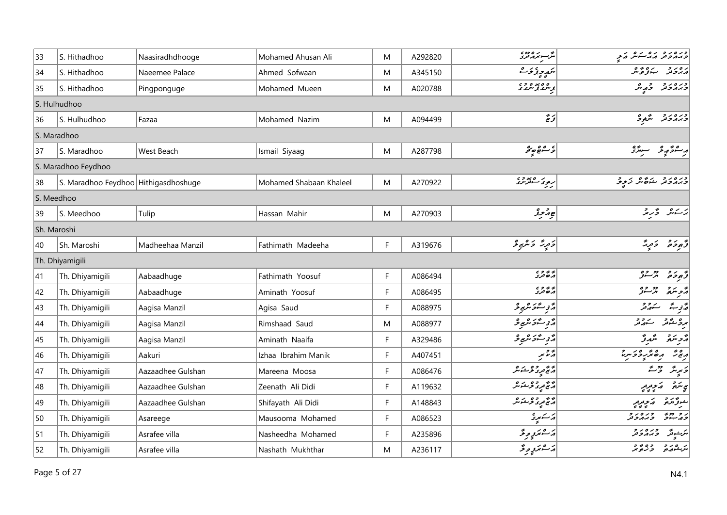| 33 | S. Hithadhoo | Naasiradhdhooge | Mohamed Ahusan Ali | M | A292820 | ނާސިރައްދޫގެ | މުހައްމަދު އަހްސަން އަލި |
|---|---|---|---|---|---|---|---|
| 34 | S. Hithadhoo | Naeemee Palace | Ahmed Sofwaan | M | A345150 | ނައީމީ ޕެލަސް | އަހްމަދު ސަފްވާން |
| 35 | S. Hithadhoo | Pingponguge | Mohamed Mueen | M | A020788 | ޕިންގްޕޮންގުގެ | މުހައްމަދު މުއީން |
| S. Hulhudhoo | | | | | | | |
| 36 | S. Hulhudhoo | Fazaa | Mohamed Nazim | M | A094499 | ފަޒާ | މުހައްމަދު ނާޒިމް |
| S. Maradhoo | | | | | | | |
| 37 | S. Maradhoo | West Beach | Ismail Siyaag | M | A287798 | ވެސްޓްބީޗް | އިސްމާޢީލް ސިޔާގު |
| S. Maradhoo Feydhoo | | | | | | | |
| 38 | S. Maradhoo Feydhoo | Hithigasdhoshuge | Mohamed Shabaan Khaleel | M | A270922 | ހިތިގަސްދޮށުގެ | މުހައްމަދު ޝަޢުބާން ޚަލީލް |
| S. Meedhoo | | | | | | | |
| 39 | S. Meedhoo | Tulip | Hassan Mahir | M | A270903 | ޓިއުލިޕް | ހަސަން މާހިރު |
| Sh. Maroshi | | | | | | | |
| 40 | Sh. Maroshi | Madheehaa Manzil | Fathimath Madeeha | F | A319676 | މަދީހާ މަންޒިލް | ފާތިމަތު މަދީހާ |
| Th. Dhiyamigili | | | | | | | |
| 41 | Th. Dhiyamigili | Aabaadhuge | Fathimath Yoosuf | F | A086494 | އާބާދުގެ | ފާތިމަތު ޔޫސުފް |
| 42 | Th. Dhiyamigili | Aabaadhuge | Aminath Yoosuf | F | A086495 | އާބާދުގެ | އާމިނަތު ޔޫސުފް |
| 43 | Th. Dhiyamigili | Aagisa Manzil | Agisa Saud | F | A088975 | އާގިސާމަންޒިލް | އާގިސާ ސަޢުދު |
| 44 | Th. Dhiyamigili | Aagisa Manzil | Rimshaad Saud | M | A088977 | އާގިސާމަންޒިލް | ރިމްޝާދު ސަޢުދު |
| 45 | Th. Dhiyamigili | Aagisa Manzil | Aminath Naaifa | F | A329486 | އާގިސާމަންޒިލް | އާމިނަތު ނާއިފާ |
| 46 | Th. Dhiyamigili | Aakuri | Izhaa Ibrahim Manik | F | A407451 | އާކުރި | އިޒްހާ އިބްރާހީމްމަނިކު |
| 47 | Th. Dhiyamigili | Aazaadhee Gulshan | Mareena Moosa | F | A086476 | އާޒާދީގުލްޝަން | މަރީނާ މޫސާ |
| 48 | Th. Dhiyamigili | Aazaadhee Gulshan | Zeenath Ali Didi | F | A119632 | އާޒާދީގުލްޝަން | ޒީނަތު އަލިދީދީ |
| 49 | Th. Dhiyamigili | Aazaadhee Gulshan | Shifayath Ali Didi | F | A148843 | އާޒާދީގުލްޝަން | ޝިފާޔަތު އަލިދީދީ |
| 50 | Th. Dhiyamigili | Asareege | Mausooma Mohamed | F | A086523 | އަސަރީގެ | މައުސޫމާ މުހައްމަދު |
| 51 | Th. Dhiyamigili | Asrafee villa | Nasheedha Mohamed | F | A235896 | އަސްރަފީވިލާ | ނަޝީދާ މުހައްމަދު |
| 52 | Th. Dhiyamigili | Asrafee villa | Nashath Mukhthar | M | A236117 | އަސްރަފީވިލާ | ނަޝްއަތު މުޚްތާރު |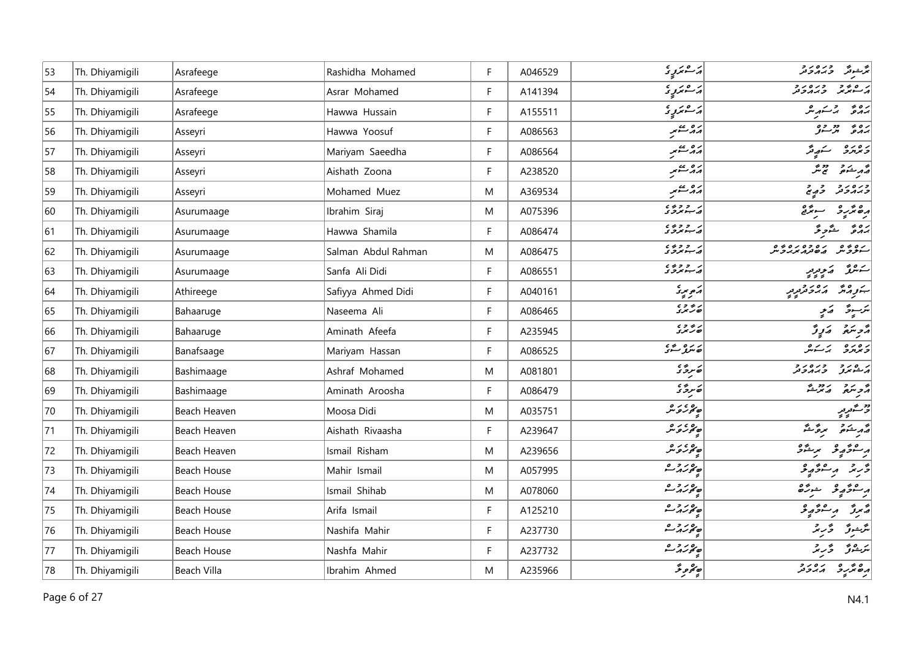| 53 | Th. Dhiyamigili | Asrafeege | Rashidha Mohamed | F | A046529 | އަސްރަފީގެ | ރާޝިދާ މުހައްމަދު |
|---|---|---|---|---|---|---|---|
| 54 | Th. Dhiyamigili | Asrafeege | Asrar Mohamed | F | A141394 | އަސްރަފީގެ | އަސްރާރު މުހައްމަދު |
| 55 | Th. Dhiyamigili | Asrafeege | Hawwa Hussain | F | A155511 | އަސްރަފީގެ | ހައްވާ ހުސައިން |
| 56 | Th. Dhiyamigili | Asseyri | Hawwa Yoosuf | F | A086563 | އައްސޭރި | ހައްވާ ޔޫސުފް |
| 57 | Th. Dhiyamigili | Asseyri | Mariyam Saeedha | F | A086564 | އައްސޭރި | މަރިޔަމް ސަޢީދާ |
| 58 | Th. Dhiyamigili | Asseyri | Aishath Zoona | F | A238520 | އައްސޭރި | އާއިޝަތު ޒޫނާ |
| 59 | Th. Dhiyamigili | Asseyri | Mohamed Muez | M | A369534 | އައްސޭރި | މުހައްމަދު މުޢިޒް |
| 60 | Th. Dhiyamigili | Asurumaage | Ibrahim Siraj | M | A075396 | އަސުރުމާގެ | އިބްރާހީމް ސިރާޖް |
| 61 | Th. Dhiyamigili | Asurumaage | Hawwa Shamila | F | A086474 | އަސުރުމާގެ | ހައްވާ ޝާމިލާ |
| 62 | Th. Dhiyamigili | Asurumaage | Salman Abdul Rahman | M | A086475 | އަސުރުމާގެ | ސަލްމާން އަބްދުއްރަޙްމާން |
| 63 | Th. Dhiyamigili | Asurumaage | Sanfa Ali Didi | F | A086551 | އަސުރުމާގެ | ސަންފާ އަލިދީދީ |
| 64 | Th. Dhiyamigili | Athireege | Safiyya Ahmed Didi | F | A040161 | އަތިރީގެ | ސަފިއްޔާ އަޙްމަދުދީދީ |
| 65 | Th. Dhiyamigili | Bahaaruge | Naseema Ali | F | A086465 | ބަހާރުގެ | ނަސީމާ އަލި |
| 66 | Th. Dhiyamigili | Bahaaruge | Aminath Afeefa | F | A235945 | ބަހާރުގެ | އާމިނަތު އަފީފާ |
| 67 | Th. Dhiyamigili | Banafsaage | Mariyam Hassan | F | A086525 | ބަނަފްސާގެ | މަރިޔަމް ހަސަން |
| 68 | Th. Dhiyamigili | Bashimaage | Ashraf Mohamed | M | A081801 | ބަށިމާގެ | އަޝްރަފް މުހައްމަދު |
| 69 | Th. Dhiyamigili | Bashimaage | Aminath Aroosha | F | A086479 | ބަށިމާގެ | އާމިނަތު އަރޫޝާ |
| 70 | Th. Dhiyamigili | Beach Heaven | Moosa Didi | M | A035751 | ބީޗްހެވަން | މޫސާދީދީ |
| 71 | Th. Dhiyamigili | Beach Heaven | Aishath Rivaasha | F | A239647 | ބީޗްހެވަން | އާއިޝަތު ރިވާޝާ |
| 72 | Th. Dhiyamigili | Beach Heaven | Ismail Risham | M | A239656 | ބީޗްހެވަން | އިސްމާޢީލް ރިޝާމް |
| 73 | Th. Dhiyamigili | Beach House | Mahir Ismail | M | A057995 | ބީޗްހައުސް | މާހިރު އިސްމާޢީލް |
| 74 | Th. Dhiyamigili | Beach House | Ismail Shihab | M | A078060 | ބީޗްހައުސް | އިސްމާޢީލް ޝިހާބް |
| 75 | Th. Dhiyamigili | Beach House | Arifa Ismail | F | A125210 | ބީޗްހައުސް | އާރިފާ އިސްމާޢީލް |
| 76 | Th. Dhiyamigili | Beach House | Nashifa Mahir | F | A237730 | ބީޗްހައުސް | ނާޝިފާ މާހިރު |
| 77 | Th. Dhiyamigili | Beach House | Nashfa Mahir | F | A237732 | ބީޗްހައުސް | ނަޝްފާ މާހިރު |
| 78 | Th. Dhiyamigili | Beach Villa | Ibrahim Ahmed | M | A235966 | ބީޗްވިލާ | އިބްރާހީމް އަޙްމަދު |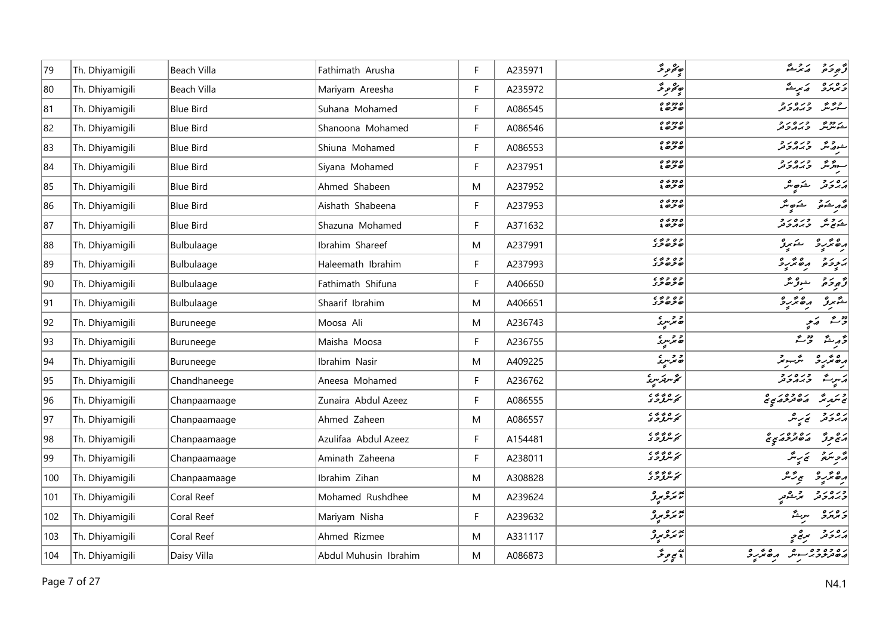| 79 | Th. Dhiyamigili | Beach Villa | Fathimath Arusha | F | A235971 | ޭބީޗްވިލާ | ފާތިމަތު އަރުޝާ |
|---|---|---|---|---|---|---|---|
| 80 | Th. Dhiyamigili | Beach Villa | Mariyam Areesha | F | A235972 | ބީޗްވިލާ | މަރިޔަމް އަރީޝާ |
| 81 | Th. Dhiyamigili | Blue Bird | Suhana Mohamed | F | A086545 | ބްލޫބާޑް | ސުހާނާ މުހައްމަދު |
| 82 | Th. Dhiyamigili | Blue Bird | Shanoona Mohamed | F | A086546 | ބްލޫބާޑް | ޝަނޫނާ މުހައްމަދު |
| 83 | Th. Dhiyamigili | Blue Bird | Shiuna Mohamed | F | A086553 | ބްލޫބާޑް | ޝިއުނާ މުހައްމަދު |
| 84 | Th. Dhiyamigili | Blue Bird | Siyana Mohamed | F | A237951 | ބްލޫބާޑް | ސިޔާނާ މުހައްމަދު |
| 85 | Th. Dhiyamigili | Blue Bird | Ahmed Shabeen | M | A237952 | ބްލޫބާޑް | އަހުމަދު ޝަބީން |
| 86 | Th. Dhiyamigili | Blue Bird | Aishath Shabeena | F | A237953 | ބްލޫބާޑް | އައިޝަތު ޝަބީނާ |
| 87 | Th. Dhiyamigili | Blue Bird | Shazuna Mohamed | F | A371632 | ބްލޫބާޑް | ޝަޒުނާ މުހައްމަދު |
| 88 | Th. Dhiyamigili | Bulbulaage | Ibrahim Shareef | M | A237991 | ބުލްބުލާގެ | އިބްރާހިމް ޝަރީފް |
| 89 | Th. Dhiyamigili | Bulbulaage | Haleemath Ibrahim | F | A237993 | ބުލްބުލާގެ | ހަލީމަތު އިބްރާހިމް |
| 90 | Th. Dhiyamigili | Bulbulaage | Fathimath Shifuna | F | A406650 | ބުލްބުލާގެ | ފާތިމަތު ޝިފޫނާ |
| 91 | Th. Dhiyamigili | Bulbulaage | Shaarif Ibrahim | M | A406651 | ބުލްބުލާގެ | ޝާރިފް އިބްރާހިމް |
| 92 | Th. Dhiyamigili | Buruneege | Moosa Ali | M | A236743 | ބުރުނީގެ | މޫސާ އަލި |
| 93 | Th. Dhiyamigili | Buruneege | Maisha Moosa | F | A236755 | ބުރުނީގެ | މާއިޝާ މޫސާ |
| 94 | Th. Dhiyamigili | Buruneege | Ibrahim Nasir | M | A409225 | ބުރުނީގެ | އިބްރާހިމް ނާސިރު |
| 95 | Th. Dhiyamigili | Chandhaneege | Aneesa Mohamed | F | A236762 | ޗަންދަނީގެ | އަނީސާ މުހައްމަދު |
| 96 | Th. Dhiyamigili | Chanpaamaage | Zunaira Abdul Azeez | F | A086555 | ޗަންޕާމާގެ | ޒުނައިރާ އަބްދުލްއަޒީޒް |
| 97 | Th. Dhiyamigili | Chanpaamaage | Ahmed Zaheen | M | A086557 | ޗަންޕާމާގެ | އަހުމަދު ޒަހީން |
| 98 | Th. Dhiyamigili | Chanpaamaage | Azulifaa Abdul Azeez | F | A154481 | ޗަންޕާމާގެ | އަޒުލިފާ އަބްދުލްއަޒީޒް |
| 99 | Th. Dhiyamigili | Chanpaamaage | Aminath Zaheena | F | A238011 | ޗަންޕާމާގެ | އާމިނަތު ޒަހީނާ |
| 100 | Th. Dhiyamigili | Chanpaamaage | Ibrahim Zihan | M | A308828 | ޗަންޕާމާގެ | އިބްރާހިމް ޒިހާން |
| 101 | Th. Dhiyamigili | Coral Reef | Mohamed Rushdhee | M | A239624 | ކޯރަލްރީފް | މުހައްމަދު ރުޝްދީ |
| 102 | Th. Dhiyamigili | Coral Reef | Mariyam Nisha | F | A239632 | ކޯރަލްރީފް | މަރިޔަމް ނިޝާ |
| 103 | Th. Dhiyamigili | Coral Reef | Ahmed Rizmee | M | A331117 | ކޯރަލްރީފް | އަހުމަދު ރިޒްމީ |
| 104 | Th. Dhiyamigili | Daisy Villa | Abdul Muhusin Ibrahim | M | A086873 | ޑޭޒީވިލާ | އަބްދުލްމުހުސިން އިބްރާހިމް |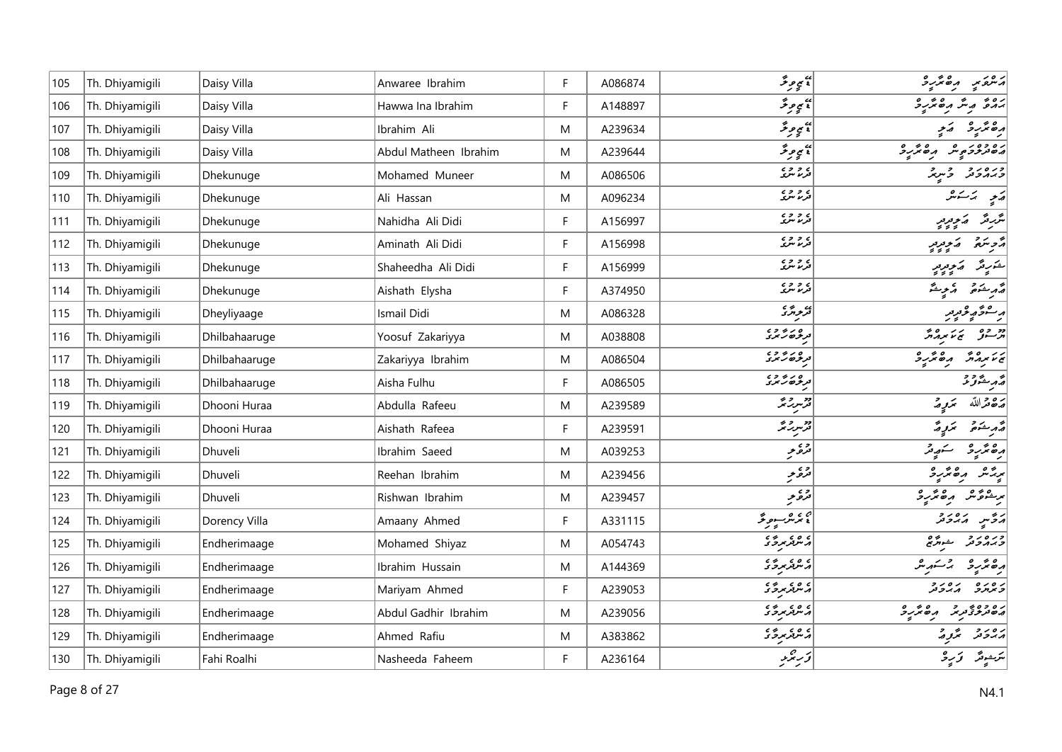| 105 | Th. Dhiyamigili | Daisy Villa | Anwaree Ibrahim | F | A086874 | ޑޭޒީވިލާ | އަންވަރީ އިބްރާހީމް |
|---|---|---|---|---|---|---|---|
| 106 | Th. Dhiyamigili | Daisy Villa | Hawwa Ina Ibrahim | F | A148897 | ޑޭޒީވިލާ | ހައްވާ އިނާ އިބްރާހީމް |
| 107 | Th. Dhiyamigili | Daisy Villa | Ibrahim Ali | M | A239634 | ޑޭޒީވިލާ | އިބްރާހީމް ޢަލީ |
| 108 | Th. Dhiyamigili | Daisy Villa | Abdul Matheen Ibrahim | M | A239644 | ޑޭޒީވިލާ | ޢަބްދުލްމަތީން އިބްރާހީމް |
| 109 | Th. Dhiyamigili | Dhekunuge | Mohamed Muneer | M | A086506 | ދެކުނުގެ | މުހައްމަދު މުނީރު |
| 110 | Th. Dhiyamigili | Dhekunuge | Ali Hassan | M | A096234 | ދެކުނުގެ | ޢަލީ ހަސަން |
| 111 | Th. Dhiyamigili | Dhekunuge | Nahidha Ali Didi | F | A156997 | ދެކުނުގެ | ނާހިދާ ޢަލީދީދީ |
| 112 | Th. Dhiyamigili | Dhekunuge | Aminath Ali Didi | F | A156998 | ދެކުނުގެ | އާމިނަތު ޢަލީދީދީ |
| 113 | Th. Dhiyamigili | Dhekunuge | Shaheedha Ali Didi | F | A156999 | ދެކުނުގެ | ޝަހީދާ ޢަލީދީދީ |
| 114 | Th. Dhiyamigili | Dhekunuge | Aishath Elysha | F | A374950 | ދެކުނުގެ | ޢާއިޝަތު އެލީޝާ |
| 115 | Th. Dhiyamigili | Dheyliyaage | Ismail Didi | M | A086328 | ދޭލިޔާގެ | އިސްމާޢީލްދީދީ |
| 116 | Th. Dhiyamigili | Dhilbahaaruge | Yoosuf Zakariyya | M | A038808 | ދިލްބަހާރުގެ | ޔޫސުފް ޒަކަރިއްޔާ |
| 117 | Th. Dhiyamigili | Dhilbahaaruge | Zakariyya Ibrahim | M | A086504 | ދިލްބަހާރުގެ | ޒަކަރިއްޔާ އިބްރާހީމް |
| 118 | Th. Dhiyamigili | Dhilbahaaruge | Aisha Fulhu | F | A086505 | ދިލްބަހާރުގެ | ޢާއިޝާފުޅު |
| 119 | Th. Dhiyamigili | Dhooni Huraa | Abdulla Rafeeu | M | A239589 | ދޫނިހުރާ | ޢަބްދުﷲ ރަފީޢު |
| 120 | Th. Dhiyamigili | Dhooni Huraa | Aishath Rafeea | F | A239591 | ދޫނިހުރާ | ޢާއިޝަތު ރަފީޢާ |
| 121 | Th. Dhiyamigili | Dhuveli | Ibrahim Saeed | M | A039253 | ދުވެލި | އިބްރާހީމް ސަޢީދު |
| 122 | Th. Dhiyamigili | Dhuveli | Reehan Ibrahim | M | A239456 | ދުވެލި | ރީހާން އިބްރާހީމް |
| 123 | Th. Dhiyamigili | Dhuveli | Rishwan Ibrahim | M | A239457 | ދުވެލި | ރިޝްވާން އިބްރާހީމް |
| 124 | Th. Dhiyamigili | Dorency Villa | Amaany Ahmed | F | A331115 | ޑޮރެންސީވިލާ | އަމާނީ އަޙްމަދު |
| 125 | Th. Dhiyamigili | Endherimaage | Mohamed Shiyaz | M | A054743 | އެންދެރިމާގެ | މުހައްމަދު ޝިޔާޒު |
| 126 | Th. Dhiyamigili | Endherimaage | Ibrahim Hussain | M | A144369 | އެންދެރިމާގެ | އިބްރާހީމް ހުސައިން |
| 127 | Th. Dhiyamigili | Endherimaage | Mariyam Ahmed | F | A239053 | އެންދެރިމާގެ | މަރިޔަމް އަޙްމަދު |
| 128 | Th. Dhiyamigili | Endherimaage | Abdul Gadhir Ibrahim | M | A239056 | އެންދެރިމާގެ | ޢަބްދުލްގާދިރު އިބްރާހީމް |
| 129 | Th. Dhiyamigili | Endherimaage | Ahmed Rafiu | M | A383862 | އެންދެރިމާގެ | އަޙްމަދު ރާފިޢު |
| 130 | Th. Dhiyamigili | Fahi Roalhi | Nasheeda Faheem | F | A236164 | ފަހިރޯޅި | ނަޝީދާ ފަހީމް |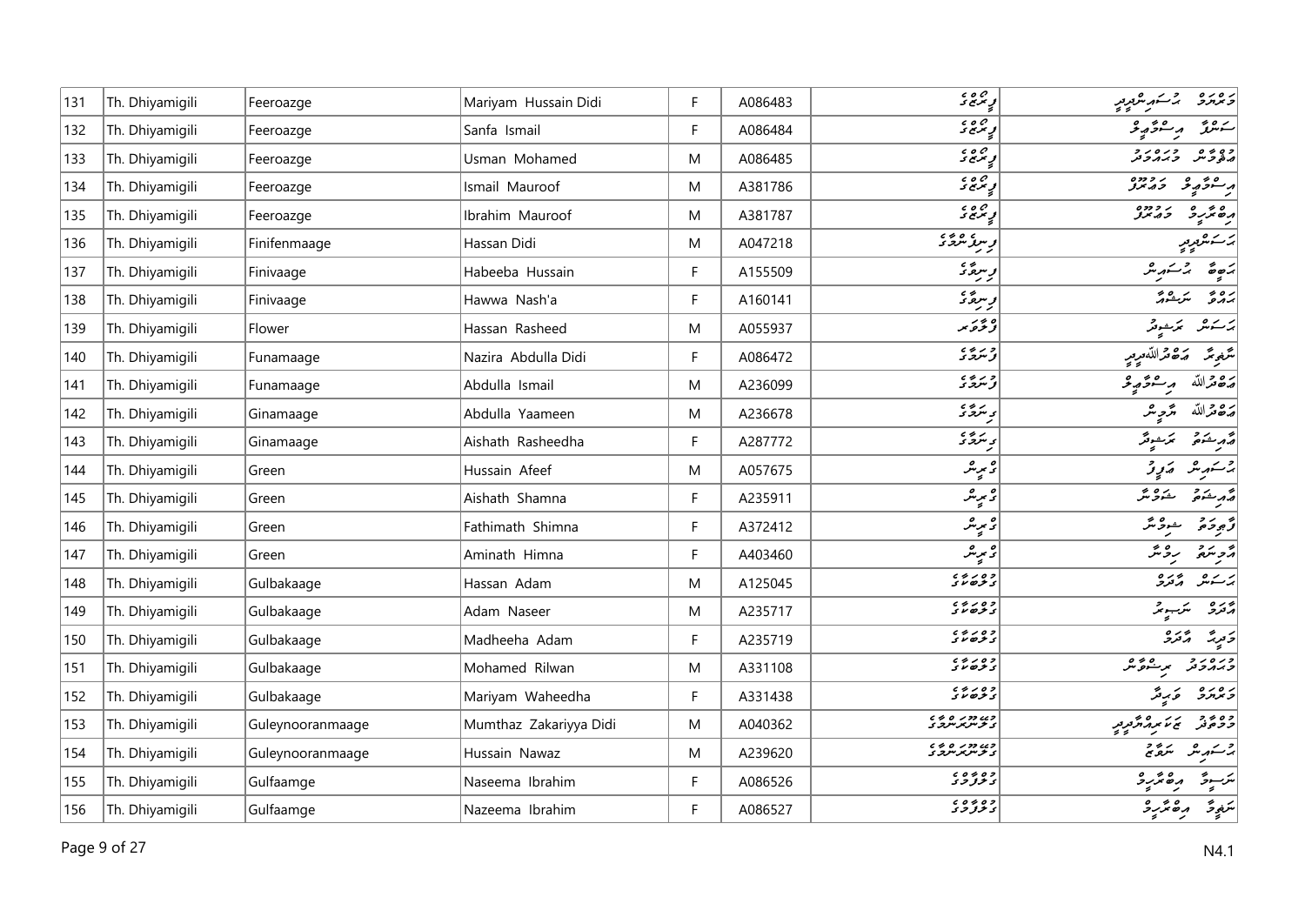| 131 | Th. Dhiyamigili | Feeroazge | Mariyam Hussain Didi | F | A086483 | ފީރޯޒްގެ | މަރިޔަމް ހުސައިންދީދީ |
|---|---|---|---|---|---|---|---|
| 132 | Th. Dhiyamigili | Feeroazge | Sanfa Ismail | F | A086484 | ފީރޯޒްގެ | ސަންފާ އިސްމާޢީލް |
| 133 | Th. Dhiyamigili | Feeroazge | Usman Mohamed | M | A086485 | ފީރޯޒްގެ | ޢުޘްމާން މުޙައްމަދު |
| 134 | Th. Dhiyamigili | Feeroazge | Ismail Mauroof | M | A381786 | ފީރޯޒްގެ | އިސްމާޢީލް މައުރޫފް |
| 135 | Th. Dhiyamigili | Feeroazge | Ibrahim Mauroof | M | A381787 | ފީރޯޒްގެ | އިބްރާހީމް މައުރޫފް |
| 136 | Th. Dhiyamigili | Finifenmaage | Hassan Didi | M | A047218 | ފިނިފެންމާގެ | ހަސަންދީދީ |
| 137 | Th. Dhiyamigili | Finivaage | Habeeba Hussain | F | A155509 | ފިނިވާގެ | ހަބީބާ ހުސައިން |
| 138 | Th. Dhiyamigili | Finivaage | Hawwa Nash'a | F | A160141 | ފިނިވާގެ | ހައްވާ ނަޝްއާ |
| 139 | Th. Dhiyamigili | Flower | Hassan Rasheed | M | A055937 | ފްލާވަރ | ހަސަން ރަޝީދު |
| 140 | Th. Dhiyamigili | Funamaage | Nazira Abdulla Didi | F | A086472 | ފުނަމާގެ | ނާޒިރާ އަބްދުއްލާދީދީ |
| 141 | Th. Dhiyamigili | Funamaage | Abdulla Ismail | M | A236099 | ފުނަމާގެ | އަބްދުﷲ އިސްމާޢީލް |
| 142 | Th. Dhiyamigili | Ginamaage | Abdulla Yaameen | M | A236678 | ގިނަމާގެ | އަބްދުﷲ ޔާމީން |
| 143 | Th. Dhiyamigili | Ginamaage | Aishath Rasheedha | F | A287772 | ގިނަމާގެ | އާއިޝަތު ރަޝީދާ |
| 144 | Th. Dhiyamigili | Green | Hussain Afeef | M | A057675 | ގްރީން | ހުސައިން އަފީފު |
| 145 | Th. Dhiyamigili | Green | Aishath Shamna | F | A235911 | ގްރީން | އާއިޝަތު ޝަމްނާ |
| 146 | Th. Dhiyamigili | Green | Fathimath Shimna | F | A372412 | ގްރީން | ފާތިމަތު ޝިމްނާ |
| 147 | Th. Dhiyamigili | Green | Aminath Himna | F | A403460 | ގްރީން | އާމިނަތު ހިމްނާ |
| 148 | Th. Dhiyamigili | Gulbakaage | Hassan Adam | M | A125045 | ގުލްބަކާގެ | ހަސަން އާދަމް |
| 149 | Th. Dhiyamigili | Gulbakaage | Adam Naseer | M | A235717 | ގުލްބަކާގެ | އާދަމް ނަސީރު |
| 150 | Th. Dhiyamigili | Gulbakaage | Madheeha Adam | F | A235719 | ގުލްބަކާގެ | މަދީހާ އާދަމް |
| 151 | Th. Dhiyamigili | Gulbakaage | Mohamed Rilwan | M | A331108 | ގުލްބަކާގެ | މުޙައްމަދު ރިލްވާން |
| 152 | Th. Dhiyamigili | Gulbakaage | Mariyam Waheedha | F | A331438 | ގުލްބަކާގެ | މަރިޔަމް ވަޙީދާ |
| 153 | Th. Dhiyamigili | Guleynooranmaage | Mumthaz Zakariyya Didi | M | A040362 | ގުލޭނޫރަންމާގެ | މުމްތާޒު ޒަކަރިއްޔާދީދީ |
| 154 | Th. Dhiyamigili | Guleynooranmaage | Hussain Nawaz | M | A239620 | ގުލޭނޫރަންމާގެ | ހުސައިން ނަވާޒު |
| 155 | Th. Dhiyamigili | Gulfaamge | Naseema Ibrahim | F | A086526 | ގުލްފާމްގެ | ނަސީމާ އިބްރާހީމް |
| 156 | Th. Dhiyamigili | Gulfaamge | Nazeema Ibrahim | F | A086527 | ގުލްފާމްގެ | ނަޒީމާ އިބްރާހީމް |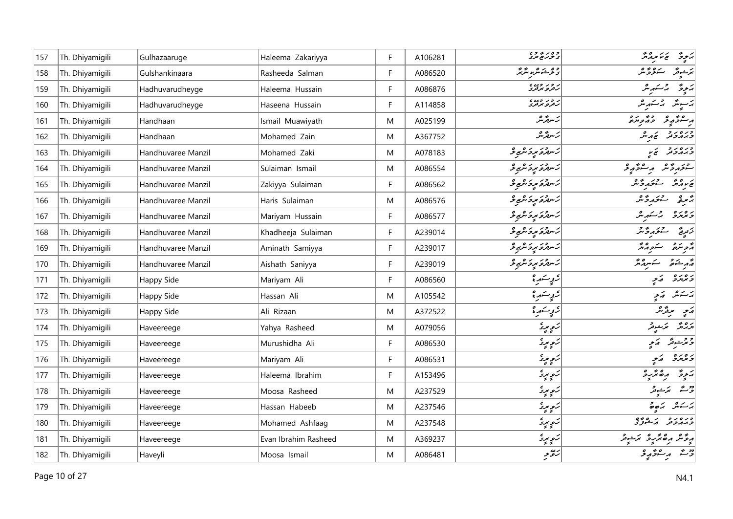| 157 | Th. Dhiyamigili | Gulhazaaruge | Haleema Zakariyya | F | A106281 | ގުޅަޒާރުގެ | ހަލީމާ ޒަކަރިއްޔާ |
|---|---|---|---|---|---|---|---|
| 158 | Th. Dhiyamigili | Gulshankinaara | Rasheeda Salman | F | A086520 | ގުލްޝަންކިނާރާ | ރަޝީދާ ސަލްމާން |
| 159 | Th. Dhiyamigili | Hadhuvarudheyge | Haleema Hussain | F | A086876 | ހަދުވަރުދޭގެ | ހަލީމާ ހުސައިން |
| 160 | Th. Dhiyamigili | Hadhuvarudheyge | Haseena Hussain | F | A114858 | ހަދުވަރުދޭގެ | ހަސީނާ ހުސައިން |
| 161 | Th. Dhiyamigili | Handhaan | Ismail Muawiyath | M | A025199 | ހަންދާން | އިސްމާއީލް މުއާވިޔަތު |
| 162 | Th. Dhiyamigili | Handhaan | Mohamed Zain | M | A367752 | ހަންދާން | މުހައްމަދު ޒައިން |
| 163 | Th. Dhiyamigili | Handhuvaree Manzil | Mohamed Zaki | M | A078183 | ހަންދުވަރީމަންޒިލް | މުހައްމަދު ޒަކީ |
| 164 | Th. Dhiyamigili | Handhuvaree Manzil | Sulaiman Ismail | M | A086554 | ހަންދުވަރީމަންޒިލް | ސުލައިމާން އިސްމާއީލް |
| 165 | Th. Dhiyamigili | Handhuvaree Manzil | Zakiyya Sulaiman | F | A086562 | ހަންދުވަރީމަންޒިލް | ޒަކިއްޔާ ސުލައިމާން |
| 166 | Th. Dhiyamigili | Handhuvaree Manzil | Haris Sulaiman | M | A086576 | ހަންދުވަރީމަންޒިލް | ހާރިސް ސުލައިމާން |
| 167 | Th. Dhiyamigili | Handhuvaree Manzil | Mariyam Hussain | F | A086577 | ހަންދުވަރީމަންޒިލް | މަރިޔަމް ހުސައިން |
| 168 | Th. Dhiyamigili | Handhuvaree Manzil | Khadheeja Sulaiman | F | A239014 | ހަންދުވަރީމަންޒިލް | ޚަދީޖާ ސުލައިމާން |
| 169 | Th. Dhiyamigili | Handhuvaree Manzil | Aminath Samiyya | F | A239017 | ހަންދުވަރީމަންޒިލް | އާމިނަތު ސަމިއްޔާ |
| 170 | Th. Dhiyamigili | Handhuvaree Manzil | Aishath Saniyya | F | A239019 | ހަންދުވަރީމަންޒިލް | އައިޝަތު ސަނިއްޔާ |
| 171 | Th. Dhiyamigili | Happy Side | Mariyam Ali | F | A086560 | ހެޕީސައިޑް | މަރިޔަމް އަލީ |
| 172 | Th. Dhiyamigili | Happy Side | Hassan Ali | M | A105542 | ހެޕީސައިޑް | ހަސަން އަލީ |
| 173 | Th. Dhiyamigili | Happy Side | Ali Rizaan | M | A372522 | ހެޕީސައިޑް | އަލީ ރިޒާން |
| 174 | Th. Dhiyamigili | Haveereege | Yahya Rasheed | M | A079056 | ހަވީރީގެ | ޔަޙްޔާ ރަޝީދު |
| 175 | Th. Dhiyamigili | Haveereege | Murushidha Ali | F | A086530 | ހަވީރީގެ | މުރުޝިދާ އަލީ |
| 176 | Th. Dhiyamigili | Haveereege | Mariyam Ali | F | A086531 | ހަވީރީގެ | މަރިޔަމް އަލީ |
| 177 | Th. Dhiyamigili | Haveereege | Haleema Ibrahim | F | A153496 | ހަވީރީގެ | ހަލީމާ އިބްރާހިމް |
| 178 | Th. Dhiyamigili | Haveereege | Moosa Rasheed | M | A237529 | ހަވީރީގެ | މޫސާ ރަޝީދު |
| 179 | Th. Dhiyamigili | Haveereege | Hassan Habeeb | M | A237546 | ހަވީރީގެ | ހަސަން ހަބީބު |
| 180 | Th. Dhiyamigili | Haveereege | Mohamed Ashfaag | M | A237548 | ހަވީރީގެ | މުހައްމަދު އަޝްފާގު |
| 181 | Th. Dhiyamigili | Haveereege | Evan Ibrahim Rasheed | M | A369237 | ހަވީރީގެ | އީވާން އިބްރާހިމް ރަޝީދު |
| 182 | Th. Dhiyamigili | Haveyli | Moosa Ismail | M | A086481 | ހަވޭލި | މޫސާ އިސްމާއީލް |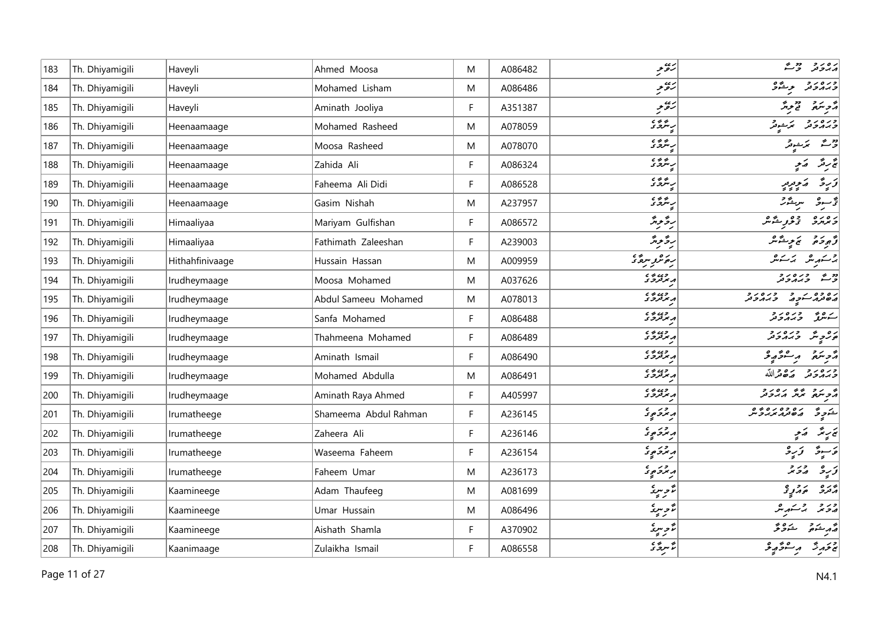| 183 | Th. Dhiyamigili | Haveyli | Ahmed Moosa | M | A086482 | ހަވޭލި | އަޙްމަދު މޫސާ |
|---|---|---|---|---|---|---|---|
| 184 | Th. Dhiyamigili | Haveyli | Mohamed Lisham | M | A086486 | ހަވޭލި | މުޙައްމަދު ލިޝާމް |
| 185 | Th. Dhiyamigili | Haveyli | Aminath Jooliya | F | A351387 | ހަވޭލި | އާމިނަތު ޖޫލިޔާ |
| 186 | Th. Dhiyamigili | Heenaamaage | Mohamed Rasheed | M | A078059 | ހީނާމާގެ | މުޙައްމަދު ރަޝީދު |
| 187 | Th. Dhiyamigili | Heenaamaage | Moosa Rasheed | M | A078070 | ހީނާމާގެ | މޫސާ ރަޝީދު |
| 188 | Th. Dhiyamigili | Heenaamaage | Zahida Ali | F | A086324 | ހީނާމާގެ | ޒާހިދާ އަލި |
| 189 | Th. Dhiyamigili | Heenaamaage | Faheema Ali Didi | F | A086528 | ހީނާމާގެ | ފަހީމާ އަލިދީދީ |
| 190 | Th. Dhiyamigili | Heenaamaage | Gasim Nishah | M | A237957 | ހީނާމާގެ | ގާސިމް ނިޝާހު |
| 191 | Th. Dhiyamigili | Himaaliyaa | Mariyam Gulfishan | F | A086572 | ހިމާލިޔާ | މަރިޔަމް ގުލްފިޝާން |
| 192 | Th. Dhiyamigili | Himaaliyaa | Fathimath Zaleeshan | F | A239003 | ހިމާލިޔާ | ފާތިމަތު ޒަލީޝާން |
| 193 | Th. Dhiyamigili | Hithahfinivaage | Hussain Hassan | M | A009959 | ހިތަފިނިވާގެ | ހުސައިން ހަސަން |
| 194 | Th. Dhiyamigili | Irudheymaage | Moosa Mohamed | M | A037626 | އިރުދޭމާގެ | މޫސާ މުޙައްމަދު |
| 195 | Th. Dhiyamigili | Irudheymaage | Abdul Sameeu Mohamed | M | A078013 | އިރުދޭމާގެ | އަބްދުލްސަމީއު މުޙައްމަދު |
| 196 | Th. Dhiyamigili | Irudheymaage | Sanfa Mohamed | F | A086488 | އިރުދޭމާގެ | ސަންފާ މުޙައްމަދު |
| 197 | Th. Dhiyamigili | Irudheymaage | Thahmeena Mohamed | F | A086489 | އިރުދޭމާގެ | ތަހުމީނާ މުޙައްމަދު |
| 198 | Th. Dhiyamigili | Irudheymaage | Aminath Ismail | F | A086490 | އިރުދޭމާގެ | އާމިނަތު އިސްމާޢީލު |
| 199 | Th. Dhiyamigili | Irudheymaage | Mohamed Abdulla | M | A086491 | އިރުދޭމާގެ | މުޙައްމަދު އަބްދުﷲ |
| 200 | Th. Dhiyamigili | Irudheymaage | Aminath Raya Ahmed | F | A405997 | އިރުދޭމާގެ | އާމިނަތު ރާޔާ އަޙްމަދު |
| 201 | Th. Dhiyamigili | Irumatheege | Shameema Abdul Rahman | F | A236145 | އިރުމަތީގެ | ޝަމީމާ އަބްދުއްރަޙްމާން |
| 202 | Th. Dhiyamigili | Irumatheege | Zaheera Ali | F | A236146 | އިރުމަތީގެ | ޒަހީރާ އަލި |
| 203 | Th. Dhiyamigili | Irumatheege | Waseema Faheem | F | A236154 | އިރުމަތީގެ | ވަސީމާ ފަހީމް |
| 204 | Th. Dhiyamigili | Irumatheege | Faheem Umar | M | A236173 | އިރުމަތީގެ | ފަހީމް އުމަރު |
| 205 | Th. Dhiyamigili | Kaamineege | Adam Thaufeeg | M | A081699 | ކާމިނީގެ | އާދަމް ތައުފީގު |
| 206 | Th. Dhiyamigili | Kaamineege | Umar Hussain | M | A086496 | ކާމިނީގެ | އުމަރު ހުސައިން |
| 207 | Th. Dhiyamigili | Kaamineege | Aishath Shamla | F | A370902 | ކާމިނީގެ | އާއިޝަތު ޝަމްލާ |
| 208 | Th. Dhiyamigili | Kaanimaage | Zulaikha Ismail | F | A086558 | ކާނިމާގެ | ޒުލައިޚާ އިސްމާޢީލު |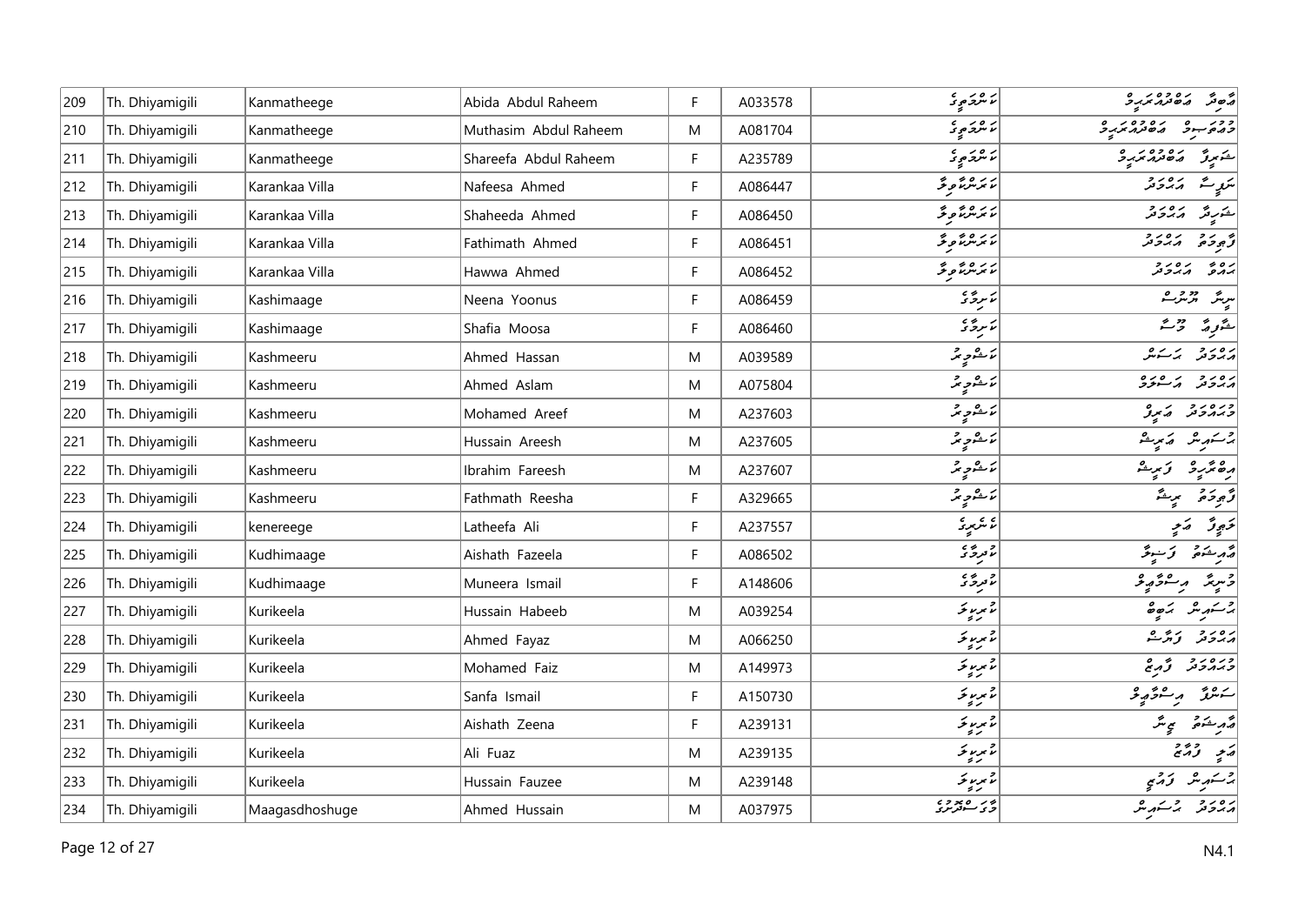| 209 | Th. Dhiyamigili | Kanmatheege | Abida Abdul Raheem | F | A033578 | ކަންމަތީގެ | އާބިދާ އަބްދުއްރަޙީމް |
|---|---|---|---|---|---|---|---|
| 210 | Th. Dhiyamigili | Kanmatheege | Muthasim Abdul Raheem | M | A081704 | ކަންމަތީގެ | މުއުތަސިމް އަބްދުއްރަޙީމް |
| 211 | Th. Dhiyamigili | Kanmatheege | Shareefa Abdul Raheem | F | A235789 | ކަންމަތީގެ | ޝަރީފާ އަބްދުއްރަޙީމް |
| 212 | Th. Dhiyamigili | Karankaa Villa | Nafeesa Ahmed | F | A086447 | ކަރަންކާވިލާ | ނަފީސާ އަޙްމަދު |
| 213 | Th. Dhiyamigili | Karankaa Villa | Shaheeda Ahmed | F | A086450 | ކަރަންކާވިލާ | ޝަހީދާ އަޙްމަދު |
| 214 | Th. Dhiyamigili | Karankaa Villa | Fathimath Ahmed | F | A086451 | ކަރަންކާވިލާ | ފާތިމަތު އަޙްމަދު |
| 215 | Th. Dhiyamigili | Karankaa Villa | Hawwa Ahmed | F | A086452 | ކަރަންކާވިލާ | ހައްވާ އަޙްމަދު |
| 216 | Th. Dhiyamigili | Kashimaage | Neena Yoonus | F | A086459 | ކަށިމާގެ | ނީނާ ޔޫނުސް |
| 217 | Th. Dhiyamigili | Kashimaage | Shafia Moosa | F | A086460 | ކަށިމާގެ | ޝާފިޢާ މޫސާ |
| 218 | Th. Dhiyamigili | Kashmeeru | Ahmed Hassan | M | A039589 | ކަޝްމީރު | އަޙްމަދު ޙަސަން |
| 219 | Th. Dhiyamigili | Kashmeeru | Ahmed Aslam | M | A075804 | ކަޝްމީރު | އަޙްމަދު އަސްލަމް |
| 220 | Th. Dhiyamigili | Kashmeeru | Mohamed Areef | M | A237603 | ކަޝްމީރު | މުޙައްމަދު އަރީފް |
| 221 | Th. Dhiyamigili | Kashmeeru | Hussain Areesh | M | A237605 | ކަޝްމީރު | ޙުސައިން އަރީޝް |
| 222 | Th. Dhiyamigili | Kashmeeru | Ibrahim Fareesh | M | A237607 | ކަޝްމީރު | އިބްރާހިމް ފަރީޝް |
| 223 | Th. Dhiyamigili | Kashmeeru | Fathmath Reesha | F | A329665 | ކަޝްމީރު | ފާތިމަތު ރީޝާ |
| 224 | Th. Dhiyamigili | kenereege | Latheefa Ali | F | A237557 | ކެނެރީގެ | ލަޠީފާ ޢަލީ |
| 225 | Th. Dhiyamigili | Kudhimaage | Aishath Fazeela | F | A086502 | ކުދިމާގެ | އާއިޝަތު ފަޒީލާ |
| 226 | Th. Dhiyamigili | Kudhimaage | Muneera Ismail | F | A148606 | ކުދިމާގެ | މުނީރާ އިސްމާޢީލް |
| 227 | Th. Dhiyamigili | Kurikeela | Hussain Habeeb | M | A039254 | ކުރިކީލަ | ޙުސައިން ހަބީބް |
| 228 | Th. Dhiyamigili | Kurikeela | Ahmed Fayaz | M | A066250 | ކުރިކީލަ | އަޙްމަދު ފައްޔާޟް |
| 229 | Th. Dhiyamigili | Kurikeela | Mohamed Faiz | M | A149973 | ކުރިކީލަ | މުޙައްމަދު ފާއިޒް |
| 230 | Th. Dhiyamigili | Kurikeela | Sanfa Ismail | F | A150730 | ކުރިކީލަ | ސަންފާ އިސްމާޢީލް |
| 231 | Th. Dhiyamigili | Kurikeela | Aishath Zeena | F | A239131 | ކުރިކީލަ | އާއިޝަތު ޒީނާ |
| 232 | Th. Dhiyamigili | Kurikeela | Ali Fuaz | M | A239135 | ކުރިކީލަ | ޢަލީ ފުއާދު |
| 233 | Th. Dhiyamigili | Kurikeela | Hussain Fauzee | M | A239148 | ކުރިކީލަ | ޙުސައިން ފައުޒީ |
| 234 | Th. Dhiyamigili | Maagasdhoshuge | Ahmed Hussain | M | A037975 | މާގަސްދޮށުގެ | އަޙްމަދު ޙުސައިން |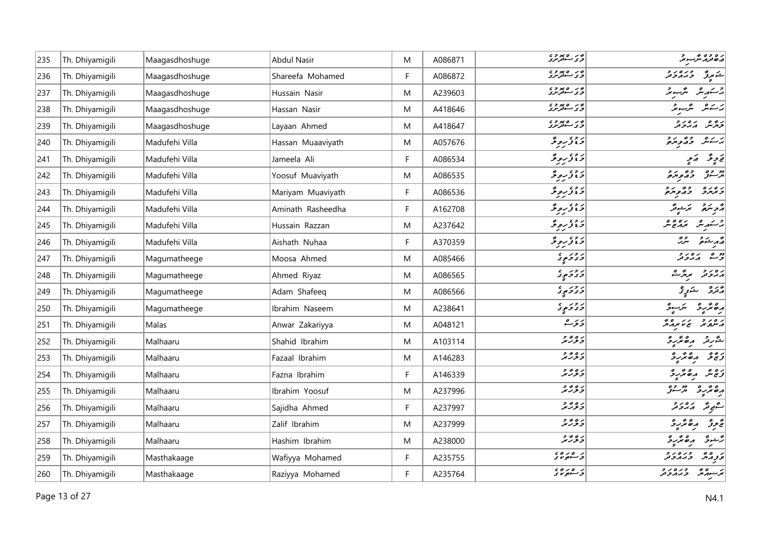| 235 | Th. Dhiyamigili | Maagasdhoshuge | Abdul Nasir | M | A086871 | މާގަސްދޮށުގެ | އަބްދުލް ނާސިރު |
|---|---|---|---|---|---|---|---|
| 236 | Th. Dhiyamigili | Maagasdhoshuge | Shareefa Mohamed | F | A086872 | މާގަސްދޮށުގެ | ޝަރީފާ މުޙައްމަދު |
| 237 | Th. Dhiyamigili | Maagasdhoshuge | Hussain Nasir | M | A239603 | މާގަސްދޮށުގެ | ހުސައިން ނާސިރު |
| 238 | Th. Dhiyamigili | Maagasdhoshuge | Hassan Nasir | M | A418646 | މާގަސްދޮށުގެ | ހަސަން ނާސިރު |
| 239 | Th. Dhiyamigili | Maagasdhoshuge | Layaan Ahmed | M | A418647 | މާގަސްދޮށުގެ | ލަޔާން އަޙްމަދު |
| 240 | Th. Dhiyamigili | Madufehi Villa | Hassan Muaaviyath | M | A057676 | މަދުފެހިވިލާ | ހަސަން މުއާވިޔަތު |
| 241 | Th. Dhiyamigili | Madufehi Villa | Jameela Ali | F | A086534 | މަދުފެހިވިލާ | ޖަމީލާ އަލި |
| 242 | Th. Dhiyamigili | Madufehi Villa | Yoosuf Muaviyath | M | A086535 | މަދުފެހިވިލާ | ޔޫސުފް މުއާވިޔަތު |
| 243 | Th. Dhiyamigili | Madufehi Villa | Mariyam Muaviyath | F | A086536 | މަދުފެހިވިލާ | މަރިޔަމް މުއާވިޔަތު |
| 244 | Th. Dhiyamigili | Madufehi Villa | Aminath Rasheedha | F | A162708 | މަދުފެހިވިލާ | އާމިނަތު ރަޝީދާ |
| 245 | Th. Dhiyamigili | Madufehi Villa | Hussain Razzan | M | A237642 | މަދުފެހިވިލާ | ހުސައިން ރައްޒާން |
| 246 | Th. Dhiyamigili | Madufehi Villa | Aishath Nuhaa | F | A370359 | މަދުފެހިވިލާ | އާއިޝަތު ނުހާ |
| 247 | Th. Dhiyamigili | Magumatheege | Moosa Ahmed | M | A085466 | މަގުމަތީގެ | މޫސާ އަޙްމަދު |
| 248 | Th. Dhiyamigili | Magumatheege | Ahmed Riyaz | M | A086565 | މަގުމަތީގެ | އަޙްމަދު ރިޔާޒް |
| 249 | Th. Dhiyamigili | Magumatheege | Adam Shafeeq | M | A086566 | މަގުމަތީގެ | އާދަމް ޝަފީޤު |
| 250 | Th. Dhiyamigili | Magumatheege | Ibrahim Naseem | M | A238641 | މަގުމަތީގެ | އިބްރާހީމް ނަސީމް |
| 251 | Th. Dhiyamigili | Malas | Anwar Zakariyya | M | A048121 | މަލަސް | އަންވަރު ޒަކަރިއްޔާ |
| 252 | Th. Dhiyamigili | Malhaaru | Shahid Ibrahim | M | A103114 | މަލްހާރު | ޝާހިދު އިބްރާހީމް |
| 253 | Th. Dhiyamigili | Malhaaru | Fazaal Ibrahim | M | A146283 | މަލްހާރު | ފަޒާލް އިބްރާހީމް |
| 254 | Th. Dhiyamigili | Malhaaru | Fazna Ibrahim | F | A146339 | މަލްހާރު | ފަޒްނާ އިބްރާހީމް |
| 255 | Th. Dhiyamigili | Malhaaru | Ibrahim Yoosuf | M | A237996 | މަލްހާރު | އިބްރާހީމް ޔޫސުފް |
| 256 | Th. Dhiyamigili | Malhaaru | Sajidha Ahmed | F | A237997 | މަލްހާރު | ސާޖިދާ އަޙްމަދު |
| 257 | Th. Dhiyamigili | Malhaaru | Zalif Ibrahim | M | A237999 | މަލްހާރު | ޒާލިފް އިބްރާހީމް |
| 258 | Th. Dhiyamigili | Malhaaru | Hashim Ibrahim | M | A238000 | މަލްހާރު | ހާޝިމް އިބްރާހީމް |
| 259 | Th. Dhiyamigili | Masthakaage | Wafiyya Mohamed | F | A235755 | މަސްތަކާގެ | ވަފިއްޔާ މުޙައްމަދު |
| 260 | Th. Dhiyamigili | Masthakaage | Raziyya Mohamed | F | A235764 | މަސްތަކާގެ | ރަޒިއްޔާ މުޙައްމަދު |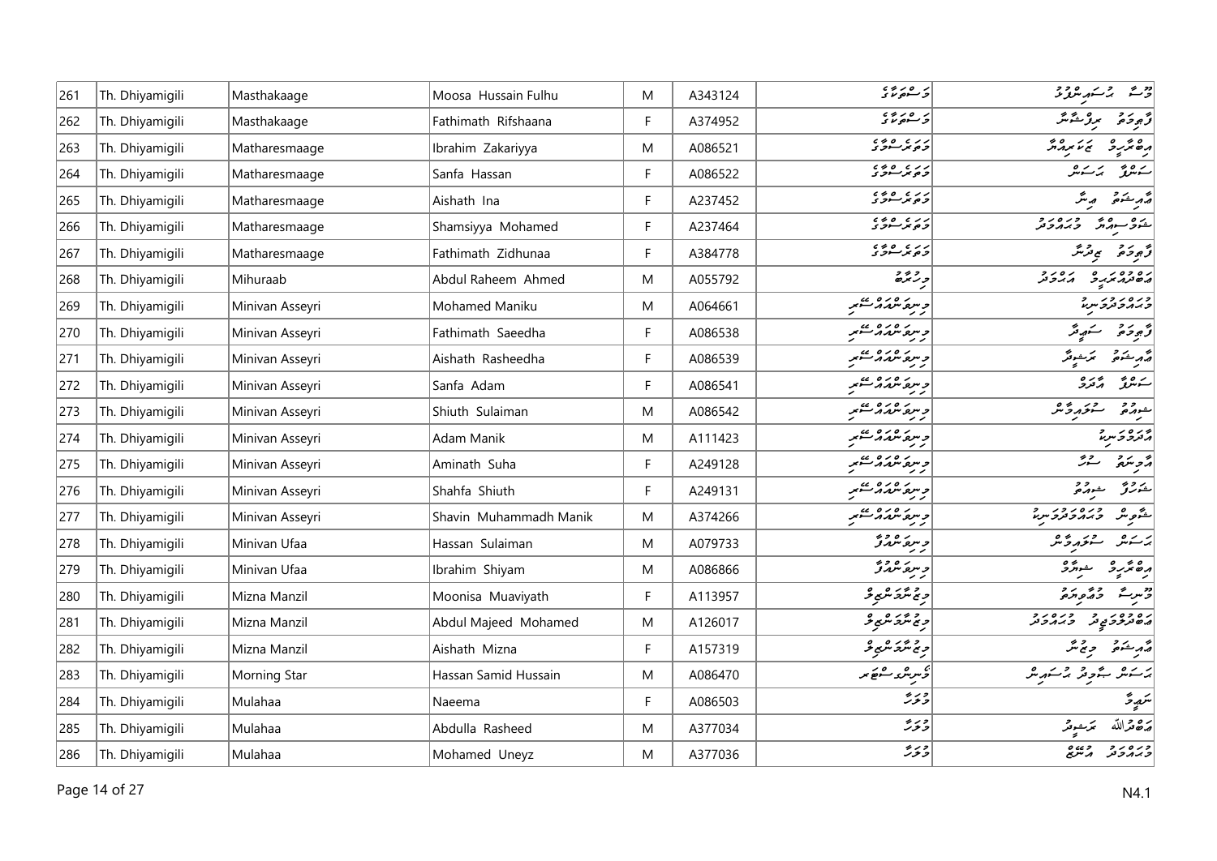| 261 | Th. Dhiyamigili | Masthakaage | Moosa Hussain Fulhu | M | A343124 | ރަސްތަކާގެ | މޫސާ ހުސައިންފުޅު |
|---|---|---|---|---|---|---|---|
| 262 | Th. Dhiyamigili | Masthakaage | Fathimath Rifshaana | F | A374952 | ރަސްތަކާގެ | ފާތިމަތު ރިފްޝާނާ |
| 263 | Th. Dhiyamigili | Matharesmaage | Ibrahim Zakariyya | M | A086521 | މަތަރެސްމާގެ | އިބްރާހީމް ޒަކަރިއްޔާ |
| 264 | Th. Dhiyamigili | Matharesmaage | Sanfa Hassan | F | A086522 | މަތަރެސްމާގެ | ސަންފާ ހަސަން |
| 265 | Th. Dhiyamigili | Matharesmaage | Aishath Ina | F | A237452 | މަތަރެސްމާގެ | އައިޝަތު އީނާ |
| 266 | Th. Dhiyamigili | Matharesmaage | Shamsiyya Mohamed | F | A237464 | މަތަރެސްމާގެ | ޝަމްސިއްޔާ މުޙައްމަދު |
| 267 | Th. Dhiyamigili | Matharesmaage | Fathimath Zidhunaa | F | A384778 | މަތަރެސްމާގެ | ފާތިމަތު ޒިދުނާ |
| 268 | Th. Dhiyamigili | Mihuraab | Abdul Raheem Ahmed | M | A055792 | މިހުރާބު | އަބްދުއްރަޙީމް އަޙްމަދު |
| 269 | Th. Dhiyamigili | Minivan Asseyri | Mohamed Maniku | M | A064661 | މިނިވަން އައްސޭރި | މުޙައްމަދުމަނިކު |
| 270 | Th. Dhiyamigili | Minivan Asseyri | Fathimath Saeedha | F | A086538 | މިނިވަން އައްސޭރި | ފާތިމަތު ސައީދާ |
| 271 | Th. Dhiyamigili | Minivan Asseyri | Aishath Rasheedha | F | A086539 | މިނިވަން އައްސޭރި | އައިޝަތު ރަޝީދާ |
| 272 | Th. Dhiyamigili | Minivan Asseyri | Sanfa Adam | F | A086541 | މިނިވަން އައްސޭރި | ސަންފާ އާދަމް |
| 273 | Th. Dhiyamigili | Minivan Asseyri | Shiuth Sulaiman | M | A086542 | މިނިވަން އައްސޭރި | ޝިއުތު ސުލައިމާން |
| 274 | Th. Dhiyamigili | Minivan Asseyri | Adam Manik | M | A111423 | މިނިވަން އައްސޭރި | އާދަމްމަނިކު |
| 275 | Th. Dhiyamigili | Minivan Asseyri | Aminath Suha | F | A249128 | މިނިވަން އައްސޭރި | އާމިނަތު ސުހާ |
| 276 | Th. Dhiyamigili | Minivan Asseyri | Shahfa Shiuth | F | A249131 | މިނިވަން އައްސޭރި | ޝަހްފާ ޝިއުތު |
| 277 | Th. Dhiyamigili | Minivan Asseyri | Shavin Muhammadh Manik | M | A374266 | މިނިވަން އައްސޭރި | ޝާވިން މުޙައްމަދުމަނިކު |
| 278 | Th. Dhiyamigili | Minivan Ufaa | Hassan Sulaiman | M | A079733 | މިނިވަންއުފާ | ހަސަން ސުލައިމާން |
| 279 | Th. Dhiyamigili | Minivan Ufaa | Ibrahim Shiyam | M | A086866 | މިނިވަންއުފާ | އިބްރާހީމް ޝިޔާމް |
| 280 | Th. Dhiyamigili | Mizna Manzil | Moonisa Muaviyath | F | A113957 | މިޒްނާމަންޒިލް | މޫނިސާ މުއާވިޔަތު |
| 281 | Th. Dhiyamigili | Mizna Manzil | Abdul Majeed Mohamed | M | A126017 | މިޒްނާމަންޒިލް | އަބްދުލްމަޖީދު މުޙައްމަދު |
| 282 | Th. Dhiyamigili | Mizna Manzil | Aishath Mizna | F | A157319 | މިޒްނާމަންޒިލް | އައިޝަތު މިޒްނާ |
| 283 | Th. Dhiyamigili | Morning Star | Hassan Samid Hussain | M | A086470 | މޯނިންގ ސްޓާރ | ހަސަން ސާމިދު ހުސައިން |
| 284 | Th. Dhiyamigili | Mulahaa | Naeema | F | A086503 | މުލަހާ | ނައީމާ |
| 285 | Th. Dhiyamigili | Mulahaa | Abdulla Rasheed | M | A377034 | މުލަހާ | އަބްދުﷲ ރަޝީދު |
| 286 | Th. Dhiyamigili | Mulahaa | Mohamed Uneyz | M | A377036 | މުލަހާ | މުޙައްމަދު އުނޭޒް |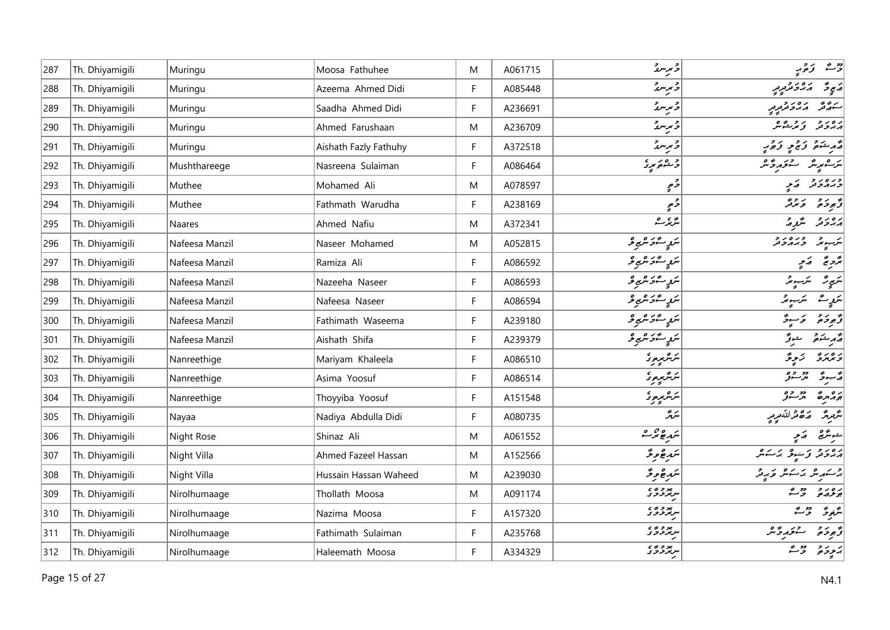| 287 | Th. Dhiyamigili | Muringu | Moosa Fathuhee | M | A061715 | ދުރިނގު | މޫސާ ފަތުހީ |
|---|---|---|---|---|---|---|---|
| 288 | Th. Dhiyamigili | Muringu | Azeema Ahmed Didi | F | A085448 | މުރިނގު | އަޒީމާ އަޙްމަދުދީދީ |
| 289 | Th. Dhiyamigili | Muringu | Saadha Ahmed Didi | F | A236691 | މުރިނގު | ސައާދާ އަޙްމަދުދީދީ |
| 290 | Th. Dhiyamigili | Muringu | Ahmed Farushaan | M | A236709 | މުރިނގު | އަޙްމަދު ފަރުޝާން |
| 291 | Th. Dhiyamigili | Muringu | Aishath Fazly Fathuhy | F | A372518 | މުރިނގު | އާއިޝަތު ފަޟްލީ ފަތުހީ |
| 292 | Th. Dhiyamigili | Mushthareege | Nasreena Sulaiman | F | A086464 | މުށްތަރީގެ | ނަސްރީނާ ސުލައިމާން |
| 293 | Th. Dhiyamigili | Muthee | Mohamed Ali | M | A078597 | މުތީ | މުޙައްމަދު އަލި |
| 294 | Th. Dhiyamigili | Muthee | Fathmath Warudha | F | A238169 | މުތީ | ފާތިމަތު ވަރުދާ |
| 295 | Th. Dhiyamigili | Naares | Ahmed Nafiu | M | A372341 | ނާރެސް | އަޙްމަދު ނާފިޢު |
| 296 | Th. Dhiyamigili | Nafeesa Manzil | Naseer Mohamed | M | A052815 | ނަފީސާމަންޒިލް | ނަސީރު މުޙައްމަދު |
| 297 | Th. Dhiyamigili | Nafeesa Manzil | Ramiza Ali | F | A086592 | ނަފީސާމަންޒިލް | ރާމިޒާ އަލި |
| 298 | Th. Dhiyamigili | Nafeesa Manzil | Nazeeha Naseer | F | A086593 | ނަފީސާމަންޒިލް | ނަޒީހާ ނަސީރު |
| 299 | Th. Dhiyamigili | Nafeesa Manzil | Nafeesa Naseer | F | A086594 | ނަފީސާމަންޒިލް | ނަފީސާ ނަސީރު |
| 300 | Th. Dhiyamigili | Nafeesa Manzil | Fathimath Waseema | F | A239180 | ނަފީސާމަންޒިލް | ފާތިމަތު ވަސީމާ |
| 301 | Th. Dhiyamigili | Nafeesa Manzil | Aishath Shifa | F | A239379 | ނަފީސާމަންޒިލް | އާއިޝަތު ޝިފާ |
| 302 | Th. Dhiyamigili | Nanreethige | Mariyam Khaleela | F | A086510 | ނަންރީތިގެ | މަރިޔަމް ޚަލީލާ |
| 303 | Th. Dhiyamigili | Nanreethige | Asima Yoosuf | F | A086514 | ނަންރީތިގެ | އާސިމާ ޔޫސުފު |
| 304 | Th. Dhiyamigili | Nanreethige | Thoyyiba Yoosuf | F | A151548 | ނަންރީތިގެ | ތޮއްޔިބާ ޔޫސުފު |
| 305 | Th. Dhiyamigili | Nayaa | Nadiya Abdulla Didi | F | A080735 | ނަޔާ | ނާދިޔާ އަބްދުﷲދީދީ |
| 306 | Th. Dhiyamigili | Night Rose | Shinaz Ali | M | A061552 | ނައިޓްރޯސް | ޝިނާޒް އަލި |
| 307 | Th. Dhiyamigili | Night Villa | Ahmed Fazeel Hassan | M | A152566 | ނައިޓްވިލާ | އަޙްމަދު ފަޟީލް ޙަސަން |
| 308 | Th. Dhiyamigili | Night Villa | Hussain Hassan Waheed | M | A239030 | ނައިޓްވިލާ | ޙުސައިން ޙަސަން ވަޙީދު |
| 309 | Th. Dhiyamigili | Nirolhumaage | Thollath Moosa | M | A091174 | ނިރޮޅުމާގެ | ތޮއްލަތު މޫސާ |
| 310 | Th. Dhiyamigili | Nirolhumaage | Nazima Moosa | F | A157320 | ނިރޮޅުމާގެ | ނާޒިމާ މޫސާ |
| 311 | Th. Dhiyamigili | Nirolhumaage | Fathimath Sulaiman | F | A235768 | ނިރޮޅުމާގެ | ފާތިމަތު ސުލައިމާން |
| 312 | Th. Dhiyamigili | Nirolhumaage | Haleemath Moosa | F | A334329 | ނިރޮޅުމާގެ | ހަލީމަތު މޫސާ |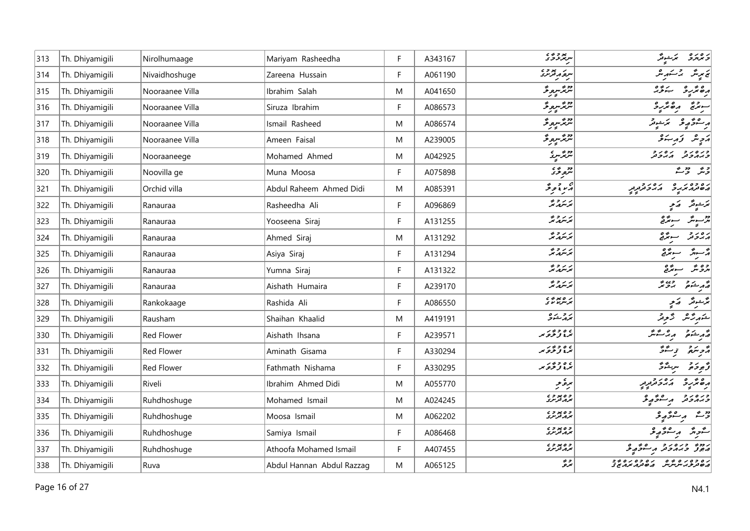| 313 | Th. Dhiyamigili | Nirolhumaage | Mariyam Rasheedha | F | A343167 | سرچرڅرګ | ځ‌ترمرو ترشونگر |
|---|---|---|---|---|---|---|---|
| 314 | Th. Dhiyamigili | Nivaidhoshuge | Zareena Hussain | F | A061190 | سرځه‌ترترنرد | ځ‌برنگر جرسکرمرنگر |
| 315 | Th. Dhiyamigili | Nooraanee Villa | Ibrahim Salah | M | A041650 | ترترسرعرځ | ره‌ټررو ښرمحرر |
| 316 | Th. Dhiyamigili | Nooraanee Villa | Siruza Ibrahim | F | A086573 | ترترسرعرځ | سونرځ ره‌ټررو |
| 317 | Th. Dhiyamigili | Nooraanee Villa | Ismail Rasheed | M | A086574 | ترترسرعرځ | ره‌سترڅ‌ر‌و ترشونر |
| 318 | Th. Dhiyamigili | Nooraanee Villa | Ameen Faisal | M | A239005 | ترترسرعرځ | ړ‌ځ‌رنگر ز‌ر‌ښر‌ر |
| 319 | Th. Dhiyamigili | Nooraaneege | Mohamed Ahmed | M | A042925 | ترترسرد | ورمرورتر رمرورتر |
| 320 | Th. Dhiyamigili | Noovilla ge | Muna Moosa | F | A075898 | ترعرځد | ونگر وڅ |
| 321 | Th. Dhiyamigili | Orchid villa | Abdul Raheem Ahmed Didi | M | A085391 | ړ‌ر‌ځ‌عرځ | رەترمرترړ‌رو رمرورترتر‌ر |
| 322 | Th. Dhiyamigili | Ranauraa | Rasheedha Ali | F | A096869 | ترسرمرتر | ترشونگر رمحر |
| 323 | Th. Dhiyamigili | Ranauraa | Yooseena Siraj | F | A131255 | ترسرمرتر | ترسونگر سومرځ |
| 324 | Th. Dhiyamigili | Ranauraa | Ahmed Siraj | M | A131292 | ترسرمرتر | رمرورتر سومرځ |
| 325 | Th. Dhiyamigili | Ranauraa | Asiya Siraj | F | A131294 | ترسرمرتر | ړ‌سونگر سومرځ |
| 326 | Th. Dhiyamigili | Ranauraa | Yumna Siraj | F | A131322 | ترسرمرتر | ترونگر سومرځ |
| 327 | Th. Dhiyamigili | Ranauraa | Aishath Humaira | F | A239170 | ترسرمرتر | ړ‌رشکرو ترڅرتر |
| 328 | Th. Dhiyamigili | Rankokaage | Rashida Ali | F | A086550 | ترسرنرنرد | ترشونگر رمحر |
| 329 | Th. Dhiyamigili | Rausham | Shaihan Khaalid | M | A419191 | ترمرشکرو | شکر‌رنگر زمحرتر |
| 330 | Th. Dhiyamigili | Red Flower | Aishath Ihsana | F | A239571 | ترو‌ورځ‌ر | ړ‌رشکرو ره‌ر‌سگر |
| 331 | Th. Dhiyamigili | Red Flower | Aminath Gisama | F | A330294 | ترو‌ورځ‌ر | ړ‌ځ‌سرو یوسګ |
| 332 | Th. Dhiyamigili | Red Flower | Fathmath Nishama | F | A330295 | ترو‌ورځ‌ر | زوځو سرشګ |
| 333 | Th. Dhiyamigili | Riveli | Ibrahim Ahmed Didi | M | A055770 | مرځ‌ر | ره‌ټررو رمرورترتر‌ر |
| 334 | Th. Dhiyamigili | Ruhdhoshuge | Mohamed Ismail | M | A024245 | ترمرترترد | ورمرورتر ره‌سترڅ‌ر‌و |
| 335 | Th. Dhiyamigili | Ruhdhoshuge | Moosa Ismail | M | A062202 | ترمرترترد | وڅ ره‌سترڅ‌ر‌و |
| 336 | Th. Dhiyamigili | Ruhdhoshuge | Samiya Ismail | F | A086468 | ترمرترترد | ستوګ ره‌سترڅ‌ر‌و |
| 337 | Th. Dhiyamigili | Ruhdhoshuge | Athoofa Mohamed Ismail | F | A407455 | ترمرترترد | رموز ورمرورتر ره‌سترڅ‌ر‌و |
| 338 | Th. Dhiyamigili | Ruva | Abdul Hannan Abdul Razzag | M | A065125 | ترځ | رەترور‌رسرنگر رەترمرترمرځ‌ځ |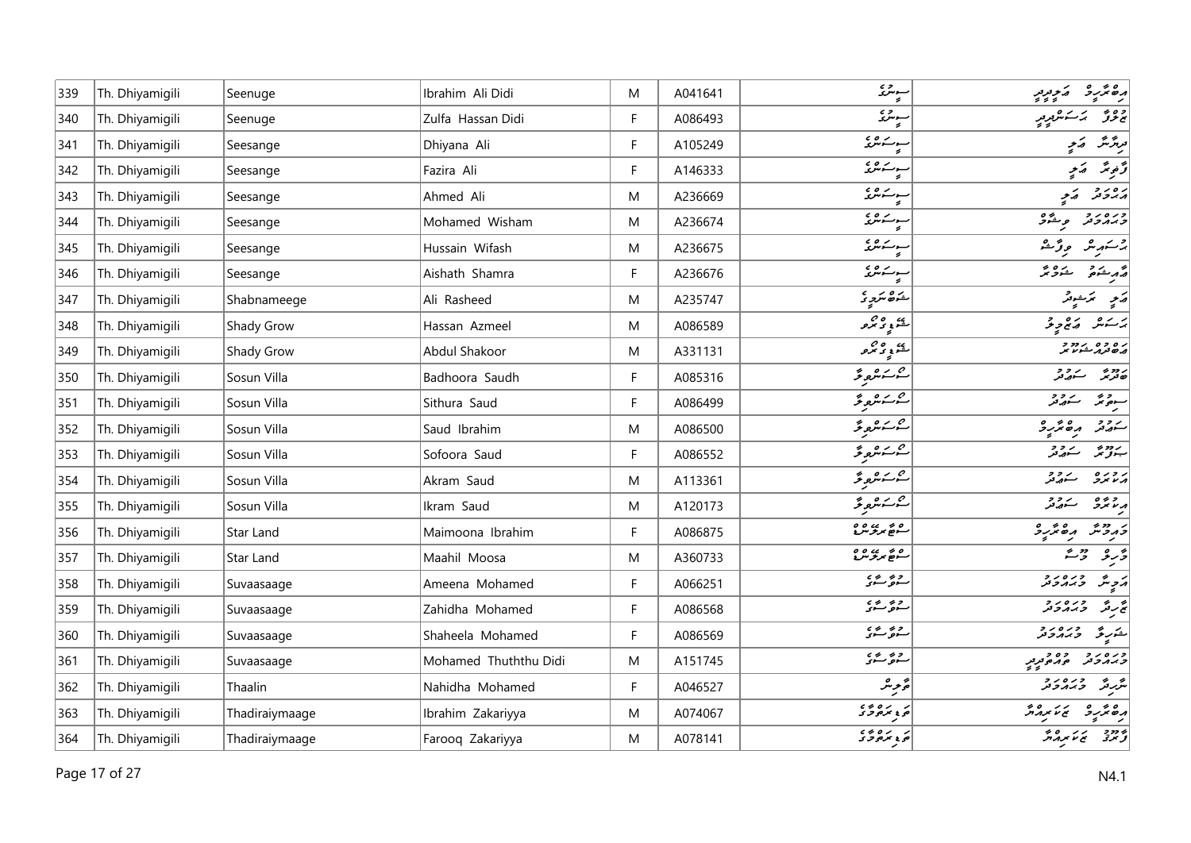| 339 | Th. Dhiyamigili | Seenuge | Ibrahim Ali Didi | M | A041641 | سېنުގެ | އިބްރާހީމް އަލިދީދީ |
|---|---|---|---|---|---|---|---|
| 340 | Th. Dhiyamigili | Seenuge | Zulfa Hassan Didi | F | A086493 | ސީނުގެ | ޒުލްފާ ހަސަންދީދީ |
| 341 | Th. Dhiyamigili | Seesange | Dhiyana Ali | F | A105249 | ސީސަންގެ | ދިޔާނާ އަލި |
| 342 | Th. Dhiyamigili | Seesange | Fazira Ali | F | A146333 | ސީސަންގެ | ފާޒިރާ އަލި |
| 343 | Th. Dhiyamigili | Seesange | Ahmed Ali | M | A236669 | ސީސަންގެ | އަޙްމަދު އަލި |
| 344 | Th. Dhiyamigili | Seesange | Mohamed Wisham | M | A236674 | ސީސަންގެ | މުޙައްމަދު ވިޝާމް |
| 345 | Th. Dhiyamigili | Seesange | Hussain Wifash | M | A236675 | ސީސަންގެ | ޙުސައިން ވިފާޝް |
| 346 | Th. Dhiyamigili | Seesange | Aishath Shamra | F | A236676 | ސީސަންގެ | އާއިޝަތު ޝަމްރާ |
| 347 | Th. Dhiyamigili | Shabnameege | Ali Rasheed | M | A235747 | ޝަބްނަމީގެ | އަލި ރަޝީދު |
| 348 | Th. Dhiyamigili | Shady Grow | Hassan Azmeel | M | A086589 | ޝެޑީ ގްރޯ | ހަސަން އަޒްމީލު |
| 349 | Th. Dhiyamigili | Shady Grow | Abdul Shakoor | M | A331131 | ޝެޑީ ގްރޯ | އަބްދުލް ޝަކޫރު |
| 350 | Th. Dhiyamigili | Sosun Villa | Badhoora Saudh | F | A085316 | ސޯސަންވިލާ | ބަދޫރާ ސައުދު |
| 351 | Th. Dhiyamigili | Sosun Villa | Sithura Saud | F | A086499 | ސޯސަންވިލާ | ސިތުރާ ސައުދު |
| 352 | Th. Dhiyamigili | Sosun Villa | Saud Ibrahim | M | A086500 | ސޯސަންވިލާ | ސައުދު އިބްރާހީމް |
| 353 | Th. Dhiyamigili | Sosun Villa | Sofoora Saud | F | A086552 | ސޯސަންވިލާ | ސަފޫރާ ސައުދު |
| 354 | Th. Dhiyamigili | Sosun Villa | Akram Saud | M | A113361 | ސޯސަންވިލާ | އަކްރަމް ސައުދު |
| 355 | Th. Dhiyamigili | Sosun Villa | Ikram Saud | M | A120173 | ސޯސަންވިލާ | އިކްރާމް ސައުދު |
| 356 | Th. Dhiyamigili | Star Land | Maimoona Ibrahim | F | A086875 | ސްޓާރލޭންޑް | މައިމޫނާ އިބްރާހީމް |
| 357 | Th. Dhiyamigili | Star Land | Maahil Moosa | M | A360733 | ސްޓާރލޭންޑް | މާހިލް މޫސާ |
| 358 | Th. Dhiyamigili | Suvaasaage | Ameena Mohamed | F | A066251 | ސުވާސާގެ | އަމީނާ މުޙައްމަދު |
| 359 | Th. Dhiyamigili | Suvaasaage | Zahidha Mohamed | F | A086568 | ސުވާސާގެ | ޒާހިދާ މުޙައްމަދު |
| 360 | Th. Dhiyamigili | Suvaasaage | Shaheela Mohamed | F | A086569 | ސުވާސާގެ | ޝަހީލާ މުޙައްމަދު |
| 361 | Th. Dhiyamigili | Suvaasaage | Mohamed Thuththu Didi | M | A151745 | ސުވާސާގެ | މުޙައްމަދު ތުއްތުދީދީ |
| 362 | Th. Dhiyamigili | Thaalin | Nahidha Mohamed | F | A046527 | ތާލިން | ނާހިދާ މުޙައްމަދު |
| 363 | Th. Dhiyamigili | Thadiraiymaage | Ibrahim Zakariyya | M | A074067 | ތަދިރައްމާގެ | އިބްރާހީމް ޒަކަރިއްޔާ |
| 364 | Th. Dhiyamigili | Thadiraiymaage | Farooq Zakariyya | M | A078141 | ތަދިރައްމާގެ | ފާރޫޤު ޒަކަރިއްޔާ |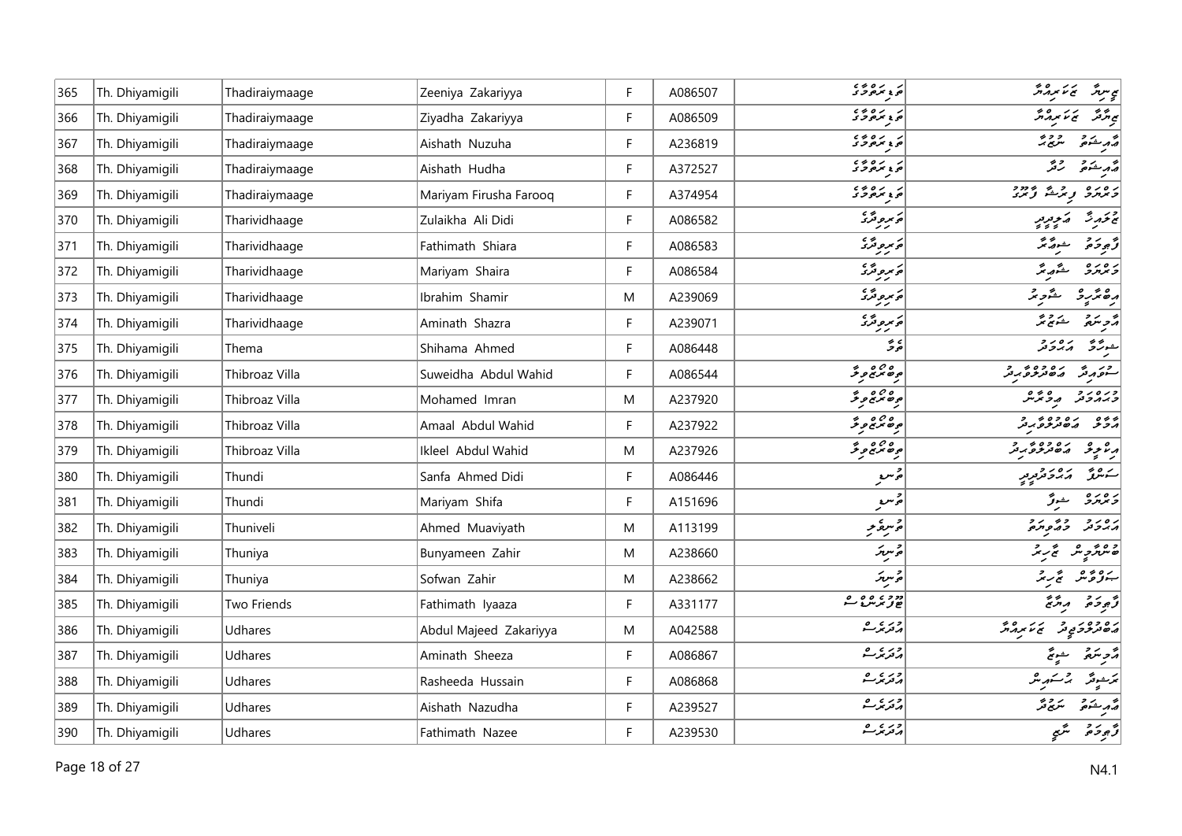| 365 | Th. Dhiyamigili | Thadiraiymaage | Zeeniya Zakariyya | F | A086507 | ތަދިރައިމާގެ | ޒީނިޔާ ޒަކަރިއްޔާ |
|---|---|---|---|---|---|---|---|
| 366 | Th. Dhiyamigili | Thadiraiymaage | Ziyadha Zakariyya | F | A086509 | ތަދިރައިމާގެ | ޒިޔާދާ ޒަކަރިއްޔާ |
| 367 | Th. Dhiyamigili | Thadiraiymaage | Aishath Nuzuha | F | A236819 | ތަދިރައިމާގެ | އައިޝަތު ނުޒުހާ |
| 368 | Th. Dhiyamigili | Thadiraiymaage | Aishath Hudha | F | A372527 | ތަދިރައިމާގެ | އައިޝަތު ހުދާ |
| 369 | Th. Dhiyamigili | Thadiraiymaage | Mariyam Firusha Farooq | F | A374954 | ތަދިރައިމާގެ | މަރިޔަމް ފިރުޝާ ފާރޫގު |
| 370 | Th. Dhiyamigili | Tharividhaage | Zulaikha Ali Didi | F | A086582 | ތަރިވިދާގެ | ޒުލައިޚާ އަލިދީދީ |
| 371 | Th. Dhiyamigili | Tharividhaage | Fathimath Shiara | F | A086583 | ތަރިވިދާގެ | ފާތިމަތު ޝިއާރާ |
| 372 | Th. Dhiyamigili | Tharividhaage | Mariyam Shaira | F | A086584 | ތަރިވިދާގެ | މަރިޔަމް ޝާއިރާ |
| 373 | Th. Dhiyamigili | Tharividhaage | Ibrahim Shamir | M | A239069 | ތަރިވިދާގެ | އިބްރާހީމް ޝާމިރު |
| 374 | Th. Dhiyamigili | Tharividhaage | Aminath Shazra | F | A239071 | ތަރިވިދާގެ | އާމިނަތު ޝަޒްރާ |
| 375 | Th. Dhiyamigili | Thema | Shihama Ahmed | F | A086448 | ތެމާ | ޝިހާމާ އަހްމަދު |
| 376 | Th. Dhiyamigili | Thibroaz Villa | Suweidha Abdul Wahid | F | A086544 | ތިބްރޯޒްވިލާ | ސުވެއިދާ އަބްދުލްވާހިދު |
| 377 | Th. Dhiyamigili | Thibroaz Villa | Mohamed Imran | M | A237920 | ތިބްރޯޒްވިލާ | މުހައްމަދު އިމްރާން |
| 378 | Th. Dhiyamigili | Thibroaz Villa | Amaal Abdul Wahid | F | A237922 | ތިބްރޯޒްވިލާ | އަމާލް އަބްދުލްވާހިދު |
| 379 | Th. Dhiyamigili | Thibroaz Villa | Ikleel Abdul Wahid | M | A237926 | ތިބްރޯޒްވިލާ | އިކްލީލް އަބްދުލްވާހިދު |
| 380 | Th. Dhiyamigili | Thundi | Sanfa Ahmed Didi | F | A086446 | ތުންޑި | ސަންފާ އަހްމަދުދީދީ |
| 381 | Th. Dhiyamigili | Thundi | Mariyam Shifa | F | A151696 | ތުންޑި | މަރިޔަމް ޝިފާ |
| 382 | Th. Dhiyamigili | Thuniveli | Ahmed Muaviyath | M | A113199 | ތުނިވެލި | އަހްމަދު މުއާވިޔަތު |
| 383 | Th. Dhiyamigili | Thuniya | Bunyameen Zahir | M | A238660 | ތުނިޔަ | ބުންޔާމީން ޒާހިރު |
| 384 | Th. Dhiyamigili | Thuniya | Sofwan Zahir | M | A238662 | ތުނިޔަ | ސޯފްވާން ޒާހިރު |
| 385 | Th. Dhiyamigili | Two Friends | Fathimath Iyaaza | F | A331177 | ޓޫފްރެންޑްސް | ފާތިމަތު އިޔާޒާ |
| 386 | Th. Dhiyamigili | Udhares | Abdul Majeed Zakariyya | M | A042588 | އުދަރެސް | އަބްދުލްމަޖީދު ޒަކަރިއްޔާ |
| 387 | Th. Dhiyamigili | Udhares | Aminath Sheeza | F | A086867 | އުދަރެސް | އާމިނަތު ޝީޒާ |
| 388 | Th. Dhiyamigili | Udhares | Rasheeda Hussain | F | A086868 | އުދަރެސް | ރަޝީދާ ހުސައިން |
| 389 | Th. Dhiyamigili | Udhares | Aishath Nazudha | F | A239527 | އުދަރެސް | އައިޝަތު ނަޒުދާ |
| 390 | Th. Dhiyamigili | Udhares | Fathimath Nazee | F | A239530 | އުދަރެސް | ފާތިމަތު ނާޒީ |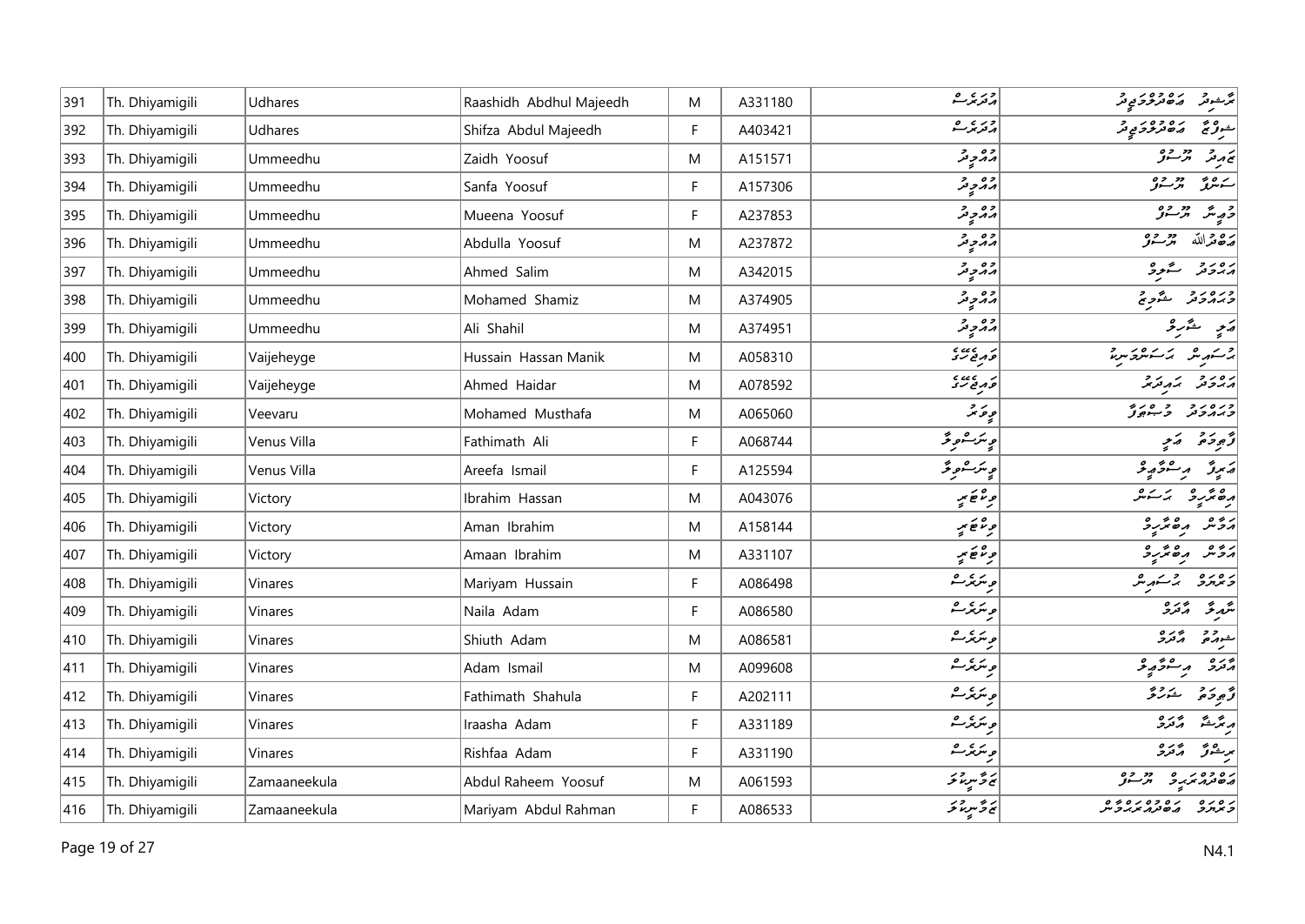| 391 | Th. Dhiyamigili | Udhares | Raashidh Abdhul Majeedh | M | A331180 | އުދަރެސް | ރާޝިދު އަބްދުލްމަޖީދު |
|---|---|---|---|---|---|---|---|
| 392 | Th. Dhiyamigili | Udhares | Shifza Abdul Majeedh | F | A403421 | އުދަރެސް | ޝިފްޒާ އަބްދުލްމަޖީދު |
| 393 | Th. Dhiyamigili | Ummeedhu | Zaidh Yoosuf | M | A151571 | އުއްމީދު | ޒައިދު ޔޫސުފް |
| 394 | Th. Dhiyamigili | Ummeedhu | Sanfa Yoosuf | F | A157306 | އުއްމީދު | ސަންފާ ޔޫސުފް |
| 395 | Th. Dhiyamigili | Ummeedhu | Mueena Yoosuf | F | A237853 | އުއްމީދު | މުޢީނާ ޔޫސުފް |
| 396 | Th. Dhiyamigili | Ummeedhu | Abdulla Yoosuf | M | A237872 | އުއްމީދު | އަބްދުﷲ ޔޫސުފް |
| 397 | Th. Dhiyamigili | Ummeedhu | Ahmed Salim | M | A342015 | އުއްމީދު | އަޙްމަދު ސާލިމް |
| 398 | Th. Dhiyamigili | Ummeedhu | Mohamed Shamiz | M | A374905 | އުއްމީދު | މުޙައްމަދު ޝާމިޒް |
| 399 | Th. Dhiyamigili | Ummeedhu | Ali Shahil | M | A374951 | އުއްމީދު | އަލި ޝާހިލް |
| 400 | Th. Dhiyamigili | Vaijeheyge | Hussain Hassan Manik | M | A058310 | ވައިޖެހޭގެ | ހުސައިން ހަސަންމަނިކު |
| 401 | Th. Dhiyamigili | Vaijeheyge | Ahmed Haidar | M | A078592 | ވައިޖެހޭގެ | އަޙްމަދު ހައިދަރު |
| 402 | Th. Dhiyamigili | Veevaru | Mohamed Musthafa | M | A065060 | ވީވަރު | މުޙައްމަދު މުސްތަފާ |
| 403 | Th. Dhiyamigili | Venus Villa | Fathimath Ali | F | A068744 | ވީނަސްވިލާ | ފާތިމަތު އަލި |
| 404 | Th. Dhiyamigili | Venus Villa | Areefa Ismail | F | A125594 | ވީނަސްވިލާ | އަރީފާ އިސްމާޢީލް |
| 405 | Th. Dhiyamigili | Victory | Ibrahim Hassan | M | A043076 | ވިކްޓަރީ | އިބްރާހީމް ހަސަން |
| 406 | Th. Dhiyamigili | Victory | Aman Ibrahim | M | A158144 | ވިކްޓަރީ | އަމާން އިބްރާހީމް |
| 407 | Th. Dhiyamigili | Victory | Amaan Ibrahim | M | A331107 | ވިކްޓަރީ | އަމާން އިބްރާހީމް |
| 408 | Th. Dhiyamigili | Vinares | Mariyam Hussain | F | A086498 | ވިނަރެސް | މަރިޔަމް ހުސައިން |
| 409 | Th. Dhiyamigili | Vinares | Naila Adam | F | A086580 | ވިނަރެސް | ނާއިލާ އާދަމް |
| 410 | Th. Dhiyamigili | Vinares | Shiuth Adam | M | A086581 | ވިނަރެސް | ޝިއުތު އާދަމް |
| 411 | Th. Dhiyamigili | Vinares | Adam Ismail | M | A099608 | ވިނަރެސް | އާދަމް އިސްމާޢީލް |
| 412 | Th. Dhiyamigili | Vinares | Fathimath Shahula | F | A202111 | ވިނަރެސް | ފާތިމަތު ޝަހުލާ |
| 413 | Th. Dhiyamigili | Vinares | Iraasha Adam | F | A331189 | ވިނަރެސް | އިރާޝާ އާދަމް |
| 414 | Th. Dhiyamigili | Vinares | Rishfaa Adam | F | A331190 | ވިނަރެސް | ރިޝްފާ އާދަމް |
| 415 | Th. Dhiyamigili | Zamaaneekula | Abdul Raheem Yoosuf | M | A061593 | ޒަމާނީކުލަ | އަބްދުއްރަޙީމް ޔޫސުފް |
| 416 | Th. Dhiyamigili | Zamaaneekula | Mariyam Abdul Rahman | F | A086533 | ޒަމާނީކުލަ | މަރިޔަމް އަބްދުއްރަޙްމާން |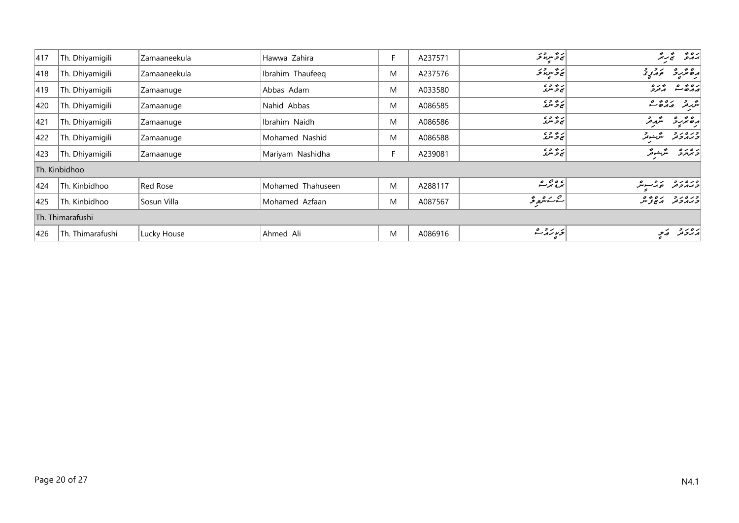| 417 | Th. Dhiyamigili | Zamaaneekula | Hawwa Zahira | F | A237571 | ޒަމާނީކުލަ | ހައްވާ ޒާހިރާ |
|---|---|---|---|---|---|---|---|
| 418 | Th. Dhiyamigili | Zamaaneekula | Ibrahim Thaufeeq | M | A237576 | ޒަމާނީކުލަ | އިބްރާހީމް ތައުފީޤު |
| 419 | Th. Dhiyamigili | Zamaanuge | Abbas Adam | M | A033580 | ޒަމާނުގެ | އައްބާސް އާދަމް |
| 420 | Th. Dhiyamigili | Zamaanuge | Nahid Abbas | M | A086585 | ޒަމާނުގެ | ނާހިދު އައްބާސް |
| 421 | Th. Dhiyamigili | Zamaanuge | Ibrahim Naidh | M | A086586 | ޒަމާނުގެ | އިބްރާހީމް ނާއިދު |
| 422 | Th. Dhiyamigili | Zamaanuge | Mohamed Nashid | M | A086588 | ޒަމާނުގެ | މުހައްމަދު ނާޝިދު |
| 423 | Th. Dhiyamigili | Zamaanuge | Mariyam Nashidha | F | A239081 | ޒަމާނުގެ | މަރިޔަމް ނާޝިދާ |
| Th. Kinbidhoo | | | | | | | |
| 424 | Th. Kinbidhoo | Red Rose | Mohamed Thahuseen | M | A288117 | ރެޑްރޯސް | މުހައްމަދު ތަހުސީން |
| 425 | Th. Kinbidhoo | Sosun Villa | Mohamed Azfaan | M | A087567 | ސޮސުންވިލާ | މުހައްމަދު އަޒްފާން |
| Th. Thimarafushi | | | | | | | |
| 426 | Th. Thimarafushi | Lucky House | Ahmed Ali | M | A086916 | ލަކީހައުސް | އަހްމަދު ޢަލީ |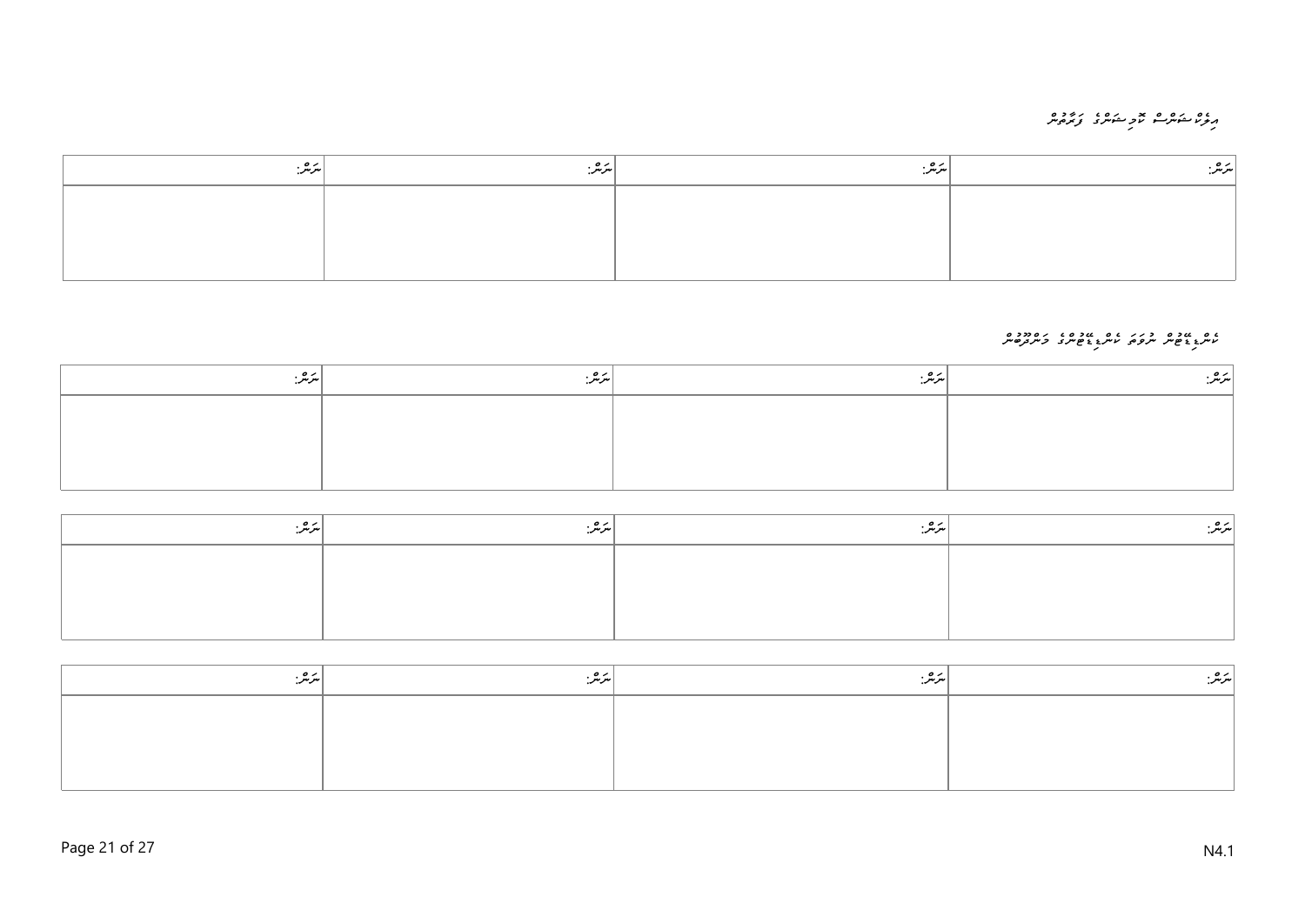# އިޤްރާރުނާމާ ބާވަތުގެ ފޯމު ފުރުމާއިބެހޭ ބަޔާން

| ނަން: | ނަން: | ނަން: | ނަން: |
|---|---|---|---|
| | | | |

## ކުރީގައި ބަޔާންކުރެވިފައިވާ ބާވަތުގެ ފޯމު ފުރުމާއިބެހޭ މަޢުލޫމާތު

| ނަން: | ނަން: | ނަން: | ނަން: |
|---|---|---|---|
| | | | |

| ނަން: | ނަން: | ނަން: | ނަން: |
|---|---|---|---|
| | | | |

| ނަން: | ނަން: | ނަން: | ނަން: |
|---|---|---|---|
| | | | |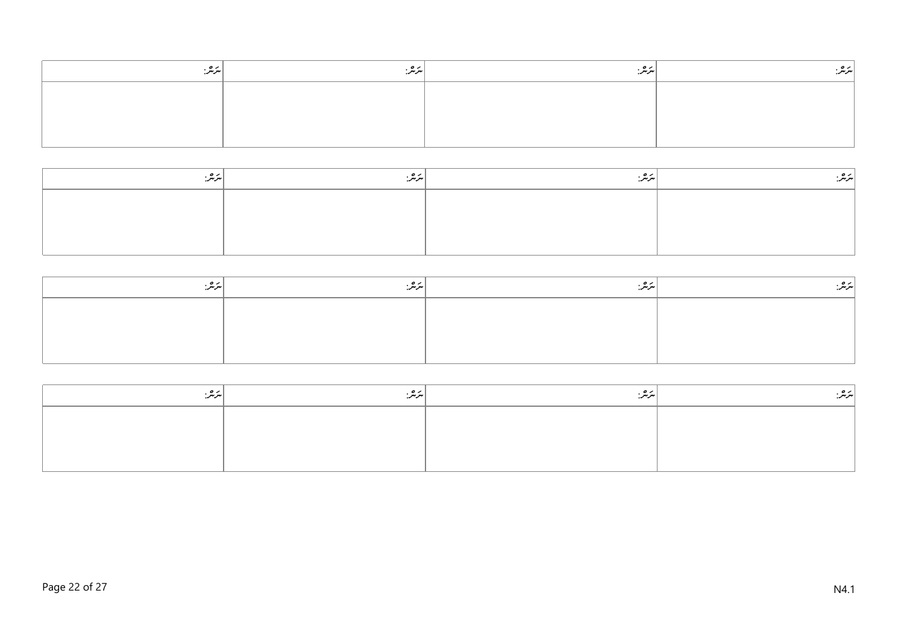| ނަރަދު: | ނަރަދު: | ނަރަދު: | ނަރަދު: |
| --- | --- | --- | --- |
| | | | |

| ނަރަދު: | ނަރަދު: | ނަރަދު: | ނަރަދު: |
| --- | --- | --- | --- |
| | | | |

| ނަރަދު: | ނަރަދު: | ނަރަދު: | ނަރަދު: |
| --- | --- | --- | --- |
| | | | |

| ނަރަދު: | ނަރަދު: | ނަރަދު: | ނަރަދު: |
| --- | --- | --- | --- |
| | | | |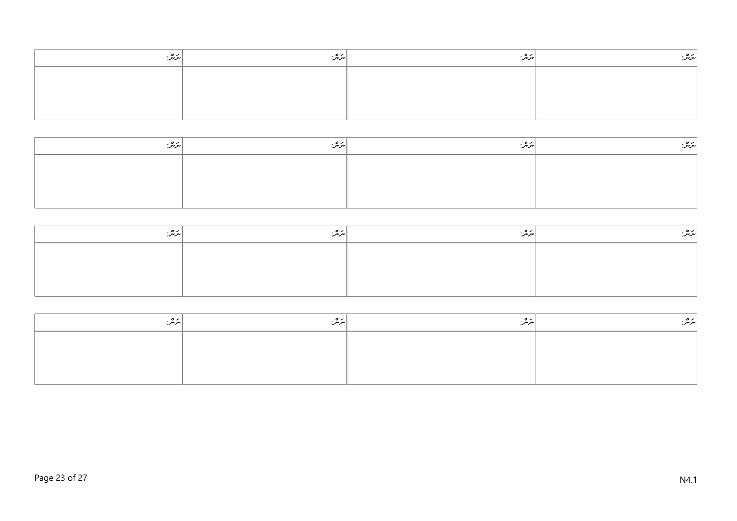| ނަރަދ: | ނަރަދ: | ނަރަދ: | ނަރަދ: |
| --- | --- | --- | --- |
| | | | |

| ނަރަދ: | ނަރަދ: | ނަރަދ: | ނަރަދ: |
| --- | --- | --- | --- |
| | | | |

| ނަރަދ: | ނަރަދ: | ނަރަދ: | ނަރަދ: |
| --- | --- | --- | --- |
| | | | |

| ނަރަދ: | ނަރަދ: | ނަރަދ: | ނަރަދ: |
| --- | --- | --- | --- |
| | | | |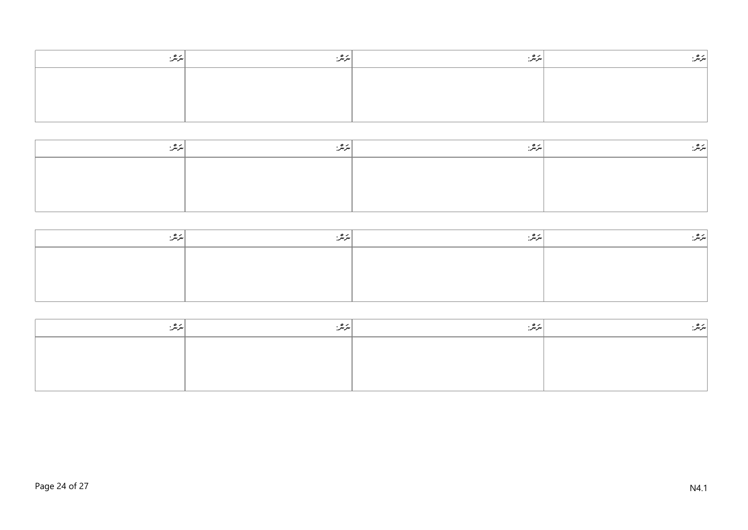| ނަރުދ: | ނަރުދ: | ނަރުދ: | ނަރުދ: |
| --- | --- | --- | --- |
| | | | |

| ނަރުދ: | ނަރުދ: | ނަރުދ: | ނަރުދ: |
| --- | --- | --- | --- |
| | | | |

| ނަރުދ: | ނަރުދ: | ނަރުދ: | ނަރުދ: |
| --- | --- | --- | --- |
| | | | |

| ނަރުދ: | ނަރުދ: | ނަރުދ: | ނަރުދ: |
| --- | --- | --- | --- |
| | | | |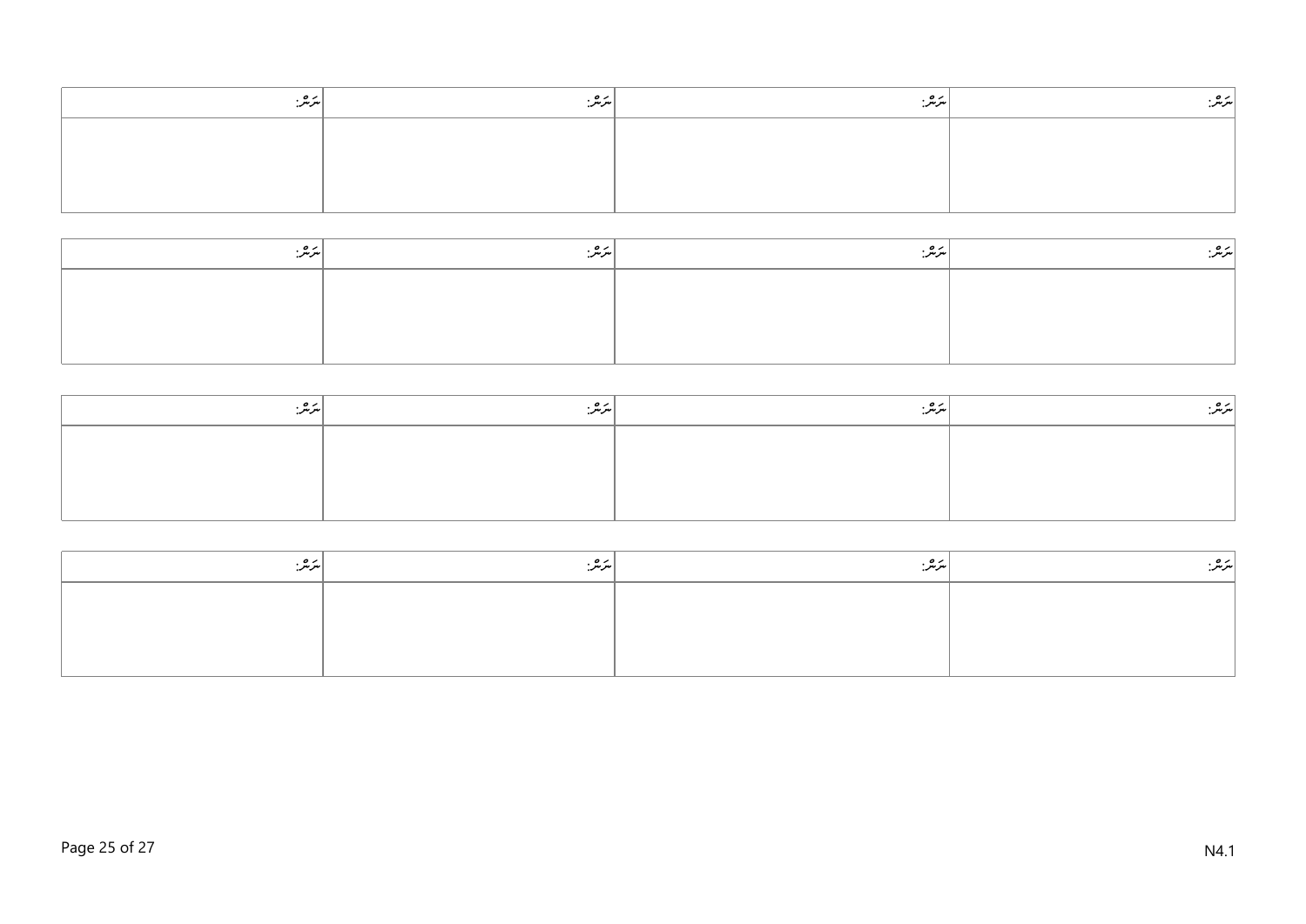| ނަރުދ: | ނަރުދ: | ނަރުދ: | ނަރުދ: |
| --- | --- | --- | --- |
| | | | |

| ނަރުދ: | ނަރުދ: | ނަރުދ: | ނަރުދ: |
| --- | --- | --- | --- |
| | | | |

| ނަރުދ: | ނަރުދ: | ނަރުދ: | ނަރުދ: |
| --- | --- | --- | --- |
| | | | |

| ނަރުދ: | ނަރުދ: | ނަރުދ: | ނަރުދ: |
| --- | --- | --- | --- |
| | | | |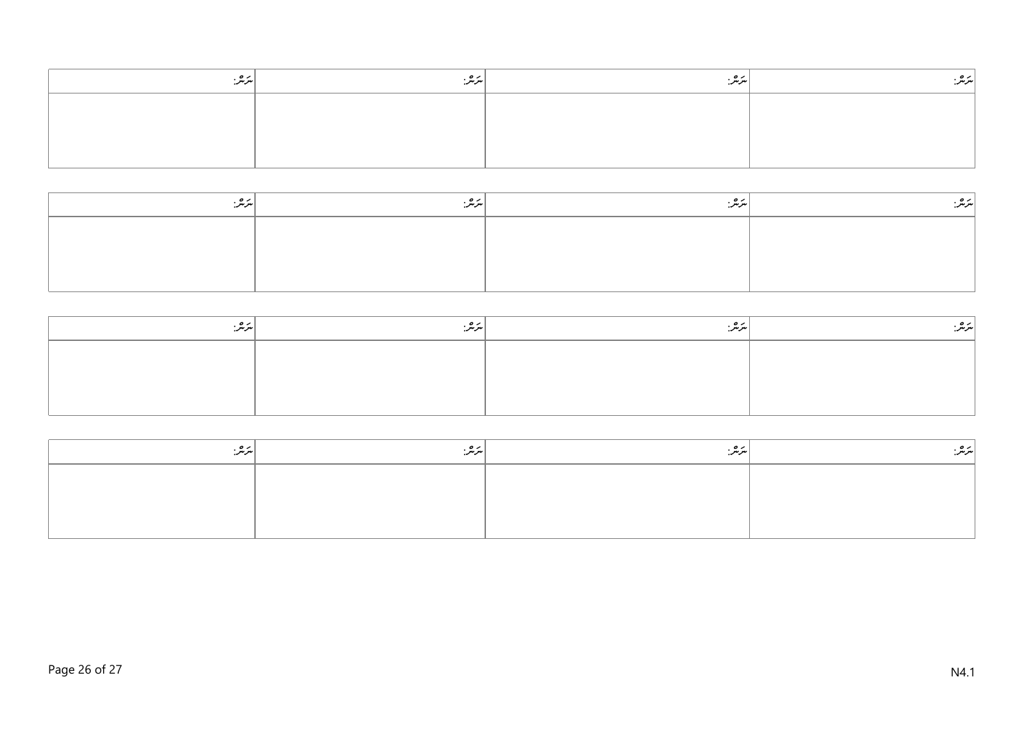| ނަރުދ: | ނަރުދ: | ނަރުދ: | ނަރުދ: |
| --- | --- | --- | --- |
| | | | |

| ނަރުދ: | ނަރުދ: | ނަރުދ: | ނަރުދ: |
| --- | --- | --- | --- |
| | | | |

| ނަރުދ: | ނަރުދ: | ނަރުދ: | ނަރުދ: |
| --- | --- | --- | --- |
| | | | |

| ނަރުދ: | ނަރުދ: | ނަރުދ: | ނަރުދ: |
| --- | --- | --- | --- |
| | | | |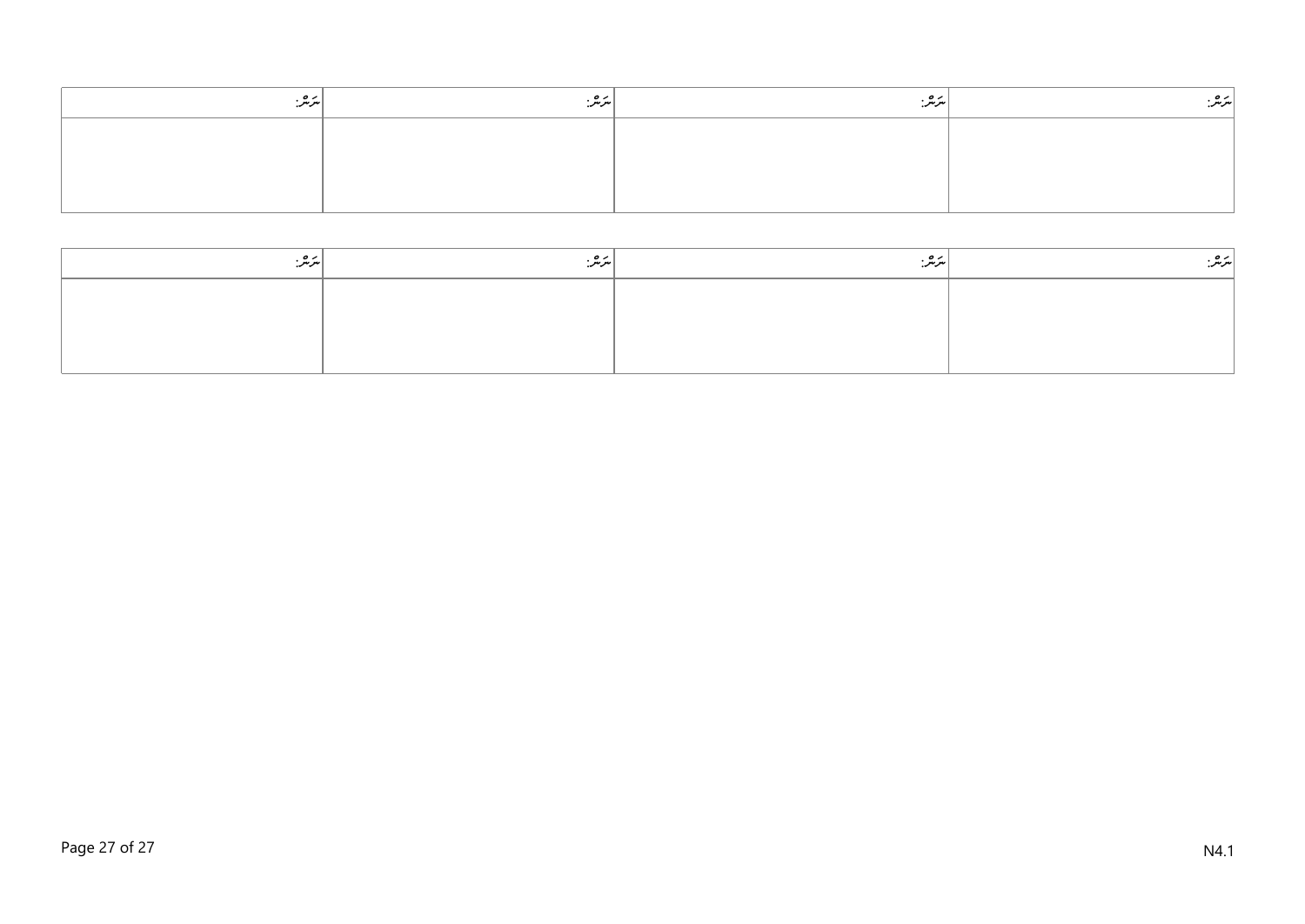| ނަރުދ: | ނަރުދ: | ނަރުދ: | ނަރުދ: |
| --- | --- | --- | --- |
| | | | |

| ނަރުދ: | ނަރުދ: | ނަރުދ: | ނަރުދ: |
| --- | --- | --- | --- |
| | | | |